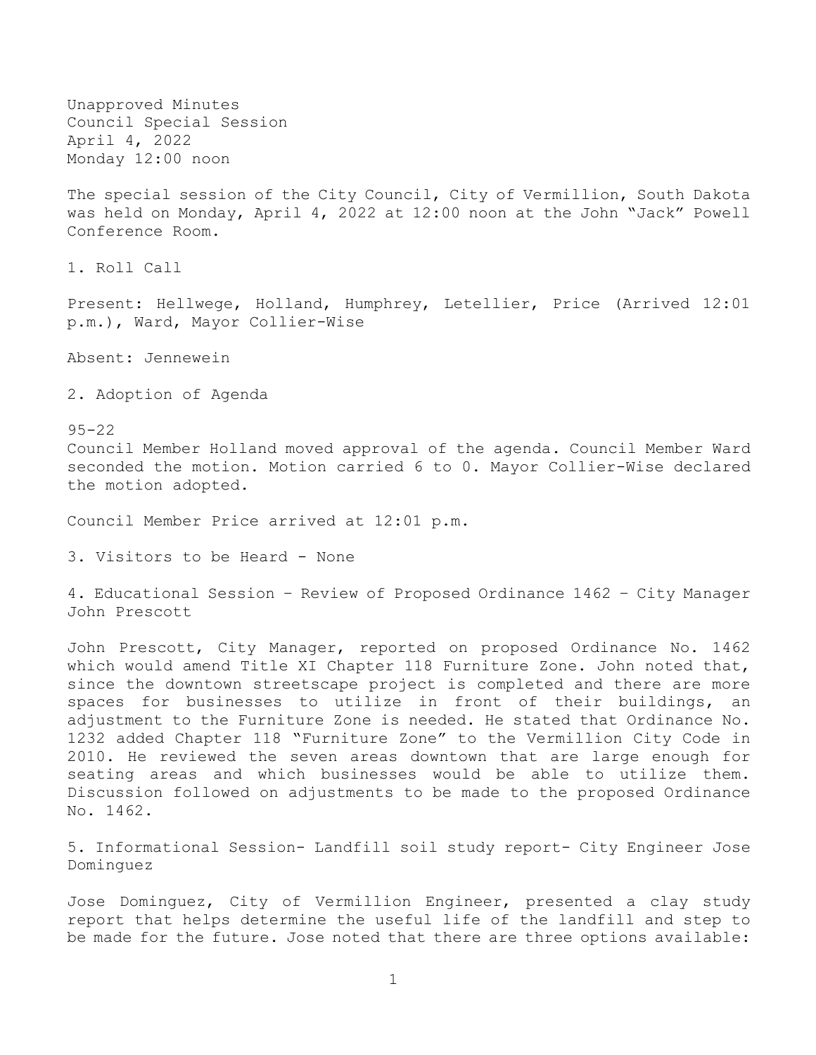Unapproved Minutes
Council Special Session
April 4, 2022
Monday 12:00 noon

The special session of the City Council, City of Vermillion, South Dakota was held on Monday, April 4, 2022 at 12:00 noon at the John "Jack" Powell Conference Room.

1. Roll Call

Present: Hellwege, Holland, Humphrey, Letellier, Price (Arrived 12:01 p.m.), Ward, Mayor Collier-Wise

Absent: Jennewein

2. Adoption of Agenda

95-22
Council Member Holland moved approval of the agenda. Council Member Ward seconded the motion. Motion carried 6 to 0. Mayor Collier-Wise declared the motion adopted.

Council Member Price arrived at 12:01 p.m.

3. Visitors to be Heard - None

4. Educational Session – Review of Proposed Ordinance 1462 – City Manager John Prescott

John Prescott, City Manager, reported on proposed Ordinance No. 1462 which would amend Title XI Chapter 118 Furniture Zone. John noted that, since the downtown streetscape project is completed and there are more spaces for businesses to utilize in front of their buildings, an adjustment to the Furniture Zone is needed. He stated that Ordinance No. 1232 added Chapter 118 "Furniture Zone" to the Vermillion City Code in 2010. He reviewed the seven areas downtown that are large enough for seating areas and which businesses would be able to utilize them. Discussion followed on adjustments to be made to the proposed Ordinance No. 1462.

5. Informational Session- Landfill soil study report- City Engineer Jose Dominguez

Jose Dominguez, City of Vermillion Engineer, presented a clay study report that helps determine the useful life of the landfill and step to be made for the future. Jose noted that there are three options available: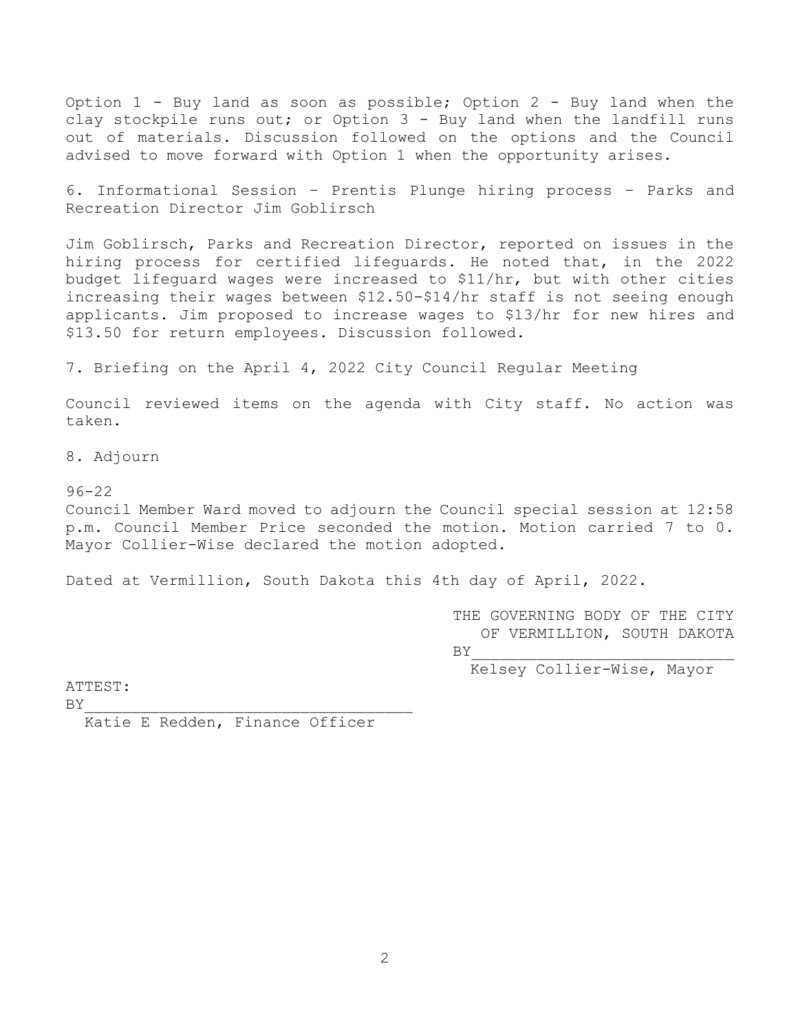Option 1 - Buy land as soon as possible; Option 2 - Buy land when the clay stockpile runs out; or Option 3 - Buy land when the landfill runs out of materials. Discussion followed on the options and the Council advised to move forward with Option 1 when the opportunity arises.

6. Informational Session – Prentis Plunge hiring process – Parks and Recreation Director Jim Goblirsch

Jim Goblirsch, Parks and Recreation Director, reported on issues in the hiring process for certified lifeguards. He noted that, in the 2022 budget lifeguard wages were increased to $11/hr, but with other cities increasing their wages between $12.50-$14/hr staff is not seeing enough applicants. Jim proposed to increase wages to $13/hr for new hires and $13.50 for return employees. Discussion followed.

7. Briefing on the April 4, 2022 City Council Regular Meeting

Council reviewed items on the agenda with City staff. No action was taken.

8. Adjourn

96-22
Council Member Ward moved to adjourn the Council special session at 12:58 p.m. Council Member Price seconded the motion. Motion carried 7 to 0. Mayor Collier-Wise declared the motion adopted.

Dated at Vermillion, South Dakota this 4th day of April, 2022.

THE GOVERNING BODY OF THE CITY OF VERMILLION, SOUTH DAKOTA

BY____________________________
Kelsey Collier-Wise, Mayor

ATTEST:

BY___________________________________
Katie E Redden, Finance Officer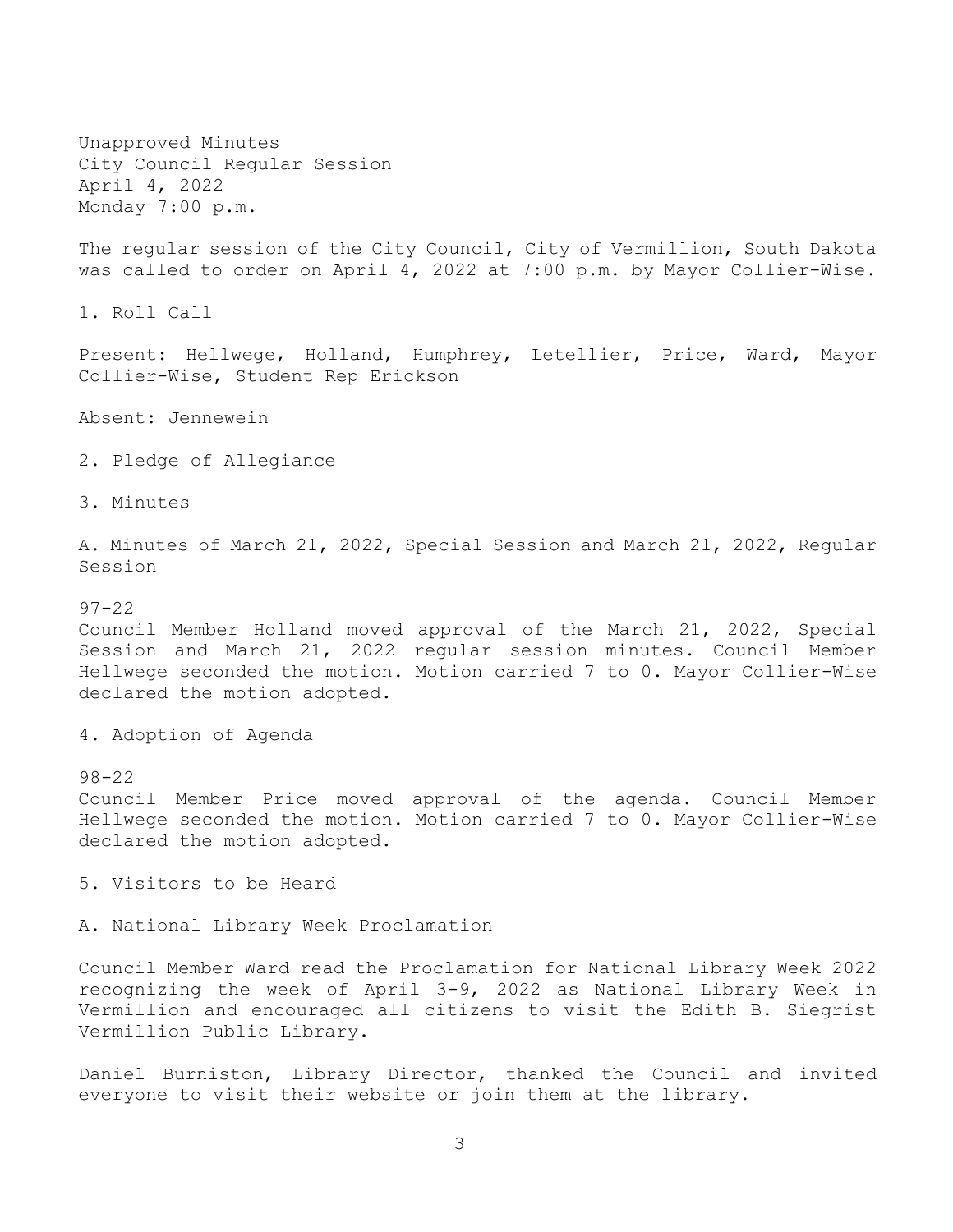Unapproved Minutes
City Council Regular Session
April 4, 2022
Monday 7:00 p.m.

The regular session of the City Council, City of Vermillion, South Dakota was called to order on April 4, 2022 at 7:00 p.m. by Mayor Collier-Wise.

1. Roll Call

Present: Hellwege, Holland, Humphrey, Letellier, Price, Ward, Mayor Collier-Wise, Student Rep Erickson

Absent: Jennewein

2. Pledge of Allegiance

3. Minutes

A. Minutes of March 21, 2022, Special Session and March 21, 2022, Regular Session

97-22
Council Member Holland moved approval of the March 21, 2022, Special Session and March 21, 2022 regular session minutes. Council Member Hellwege seconded the motion. Motion carried 7 to 0. Mayor Collier-Wise declared the motion adopted.

4. Adoption of Agenda

98-22
Council Member Price moved approval of the agenda. Council Member Hellwege seconded the motion. Motion carried 7 to 0. Mayor Collier-Wise declared the motion adopted.

5. Visitors to be Heard

A. National Library Week Proclamation

Council Member Ward read the Proclamation for National Library Week 2022 recognizing the week of April 3-9, 2022 as National Library Week in Vermillion and encouraged all citizens to visit the Edith B. Siegrist Vermillion Public Library.

Daniel Burniston, Library Director, thanked the Council and invited everyone to visit their website or join them at the library.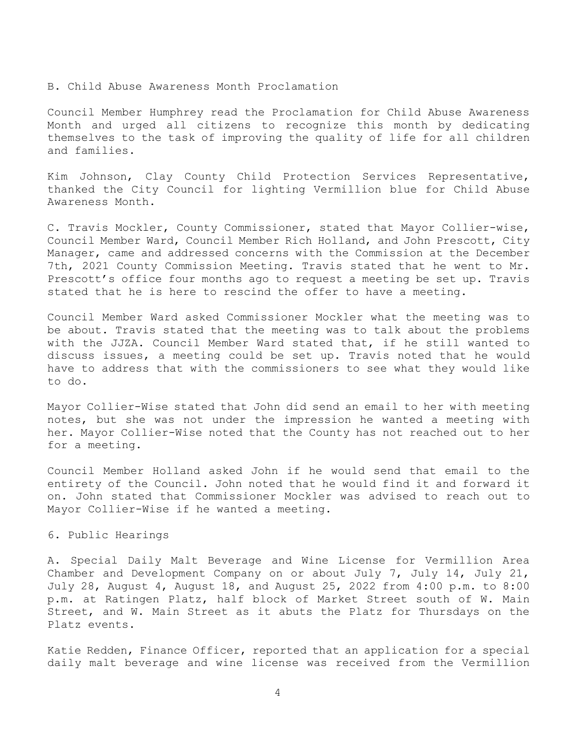B. Child Abuse Awareness Month Proclamation

Council Member Humphrey read the Proclamation for Child Abuse Awareness Month and urged all citizens to recognize this month by dedicating themselves to the task of improving the quality of life for all children and families.

Kim Johnson, Clay County Child Protection Services Representative, thanked the City Council for lighting Vermillion blue for Child Abuse Awareness Month.

C. Travis Mockler, County Commissioner, stated that Mayor Collier-wise, Council Member Ward, Council Member Rich Holland, and John Prescott, City Manager, came and addressed concerns with the Commission at the December 7th, 2021 County Commission Meeting. Travis stated that he went to Mr. Prescott's office four months ago to request a meeting be set up. Travis stated that he is here to rescind the offer to have a meeting.

Council Member Ward asked Commissioner Mockler what the meeting was to be about. Travis stated that the meeting was to talk about the problems with the JJZA. Council Member Ward stated that, if he still wanted to discuss issues, a meeting could be set up. Travis noted that he would have to address that with the commissioners to see what they would like to do.

Mayor Collier-Wise stated that John did send an email to her with meeting notes, but she was not under the impression he wanted a meeting with her. Mayor Collier-Wise noted that the County has not reached out to her for a meeting.

Council Member Holland asked John if he would send that email to the entirety of the Council. John noted that he would find it and forward it on. John stated that Commissioner Mockler was advised to reach out to Mayor Collier-Wise if he wanted a meeting.

6. Public Hearings

A. Special Daily Malt Beverage and Wine License for Vermillion Area Chamber and Development Company on or about July 7, July 14, July 21, July 28, August 4, August 18, and August 25, 2022 from 4:00 p.m. to 8:00 p.m. at Ratingen Platz, half block of Market Street south of W. Main Street, and W. Main Street as it abuts the Platz for Thursdays on the Platz events.

Katie Redden, Finance Officer, reported that an application for a special daily malt beverage and wine license was received from the Vermillion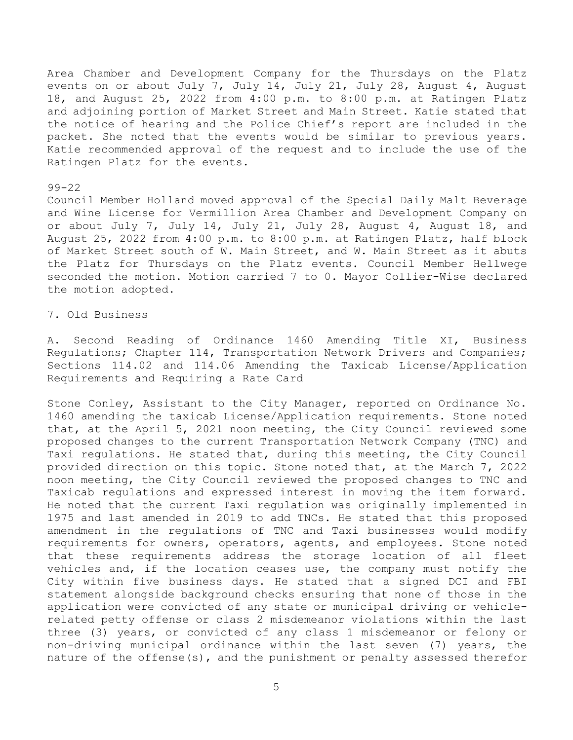Area Chamber and Development Company for the Thursdays on the Platz events on or about July 7, July 14, July 21, July 28, August 4, August 18, and August 25, 2022 from 4:00 p.m. to 8:00 p.m. at Ratingen Platz and adjoining portion of Market Street and Main Street. Katie stated that the notice of hearing and the Police Chief's report are included in the packet. She noted that the events would be similar to previous years. Katie recommended approval of the request and to include the use of the Ratingen Platz for the events.

99-22

Council Member Holland moved approval of the Special Daily Malt Beverage and Wine License for Vermillion Area Chamber and Development Company on or about July 7, July 14, July 21, July 28, August 4, August 18, and August 25, 2022 from 4:00 p.m. to 8:00 p.m. at Ratingen Platz, half block of Market Street south of W. Main Street, and W. Main Street as it abuts the Platz for Thursdays on the Platz events. Council Member Hellwege seconded the motion. Motion carried 7 to 0. Mayor Collier-Wise declared the motion adopted.

7. Old Business

A. Second Reading of Ordinance 1460 Amending Title XI, Business Regulations; Chapter 114, Transportation Network Drivers and Companies; Sections 114.02 and 114.06 Amending the Taxicab License/Application Requirements and Requiring a Rate Card

Stone Conley, Assistant to the City Manager, reported on Ordinance No. 1460 amending the taxicab License/Application requirements. Stone noted that, at the April 5, 2021 noon meeting, the City Council reviewed some proposed changes to the current Transportation Network Company (TNC) and Taxi regulations. He stated that, during this meeting, the City Council provided direction on this topic. Stone noted that, at the March 7, 2022 noon meeting, the City Council reviewed the proposed changes to TNC and Taxicab regulations and expressed interest in moving the item forward. He noted that the current Taxi regulation was originally implemented in 1975 and last amended in 2019 to add TNCs. He stated that this proposed amendment in the regulations of TNC and Taxi businesses would modify requirements for owners, operators, agents, and employees. Stone noted that these requirements address the storage location of all fleet vehicles and, if the location ceases use, the company must notify the City within five business days. He stated that a signed DCI and FBI statement alongside background checks ensuring that none of those in the application were convicted of any state or municipal driving or vehicle-related petty offense or class 2 misdemeanor violations within the last three (3) years, or convicted of any class 1 misdemeanor or felony or non-driving municipal ordinance within the last seven (7) years, the nature of the offense(s), and the punishment or penalty assessed therefor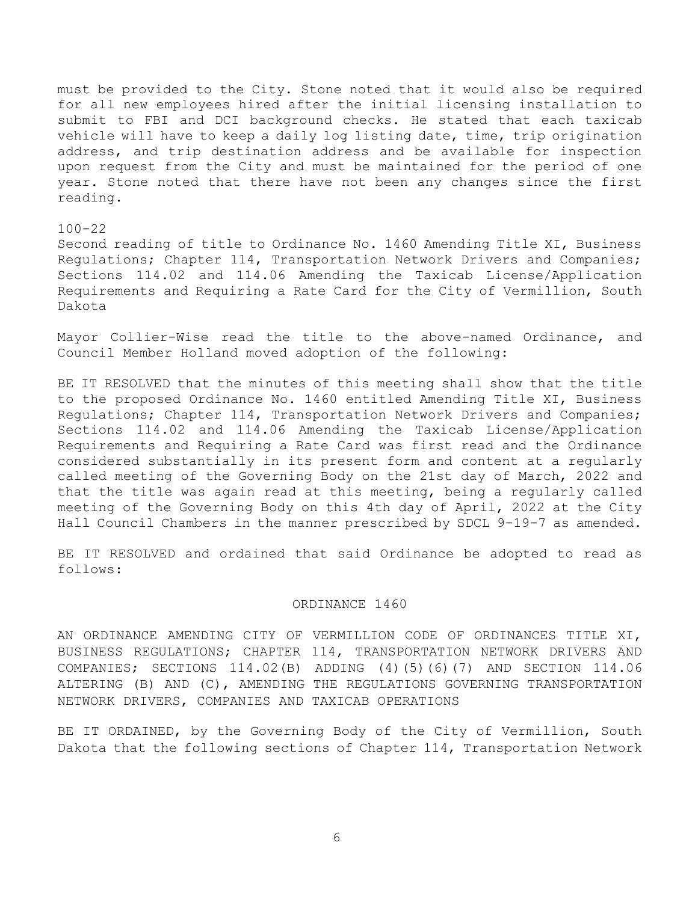must be provided to the City. Stone noted that it would also be required for all new employees hired after the initial licensing installation to submit to FBI and DCI background checks. He stated that each taxicab vehicle will have to keep a daily log listing date, time, trip origination address, and trip destination address and be available for inspection upon request from the City and must be maintained for the period of one year. Stone noted that there have not been any changes since the first reading.

100-22
Second reading of title to Ordinance No. 1460 Amending Title XI, Business Regulations; Chapter 114, Transportation Network Drivers and Companies; Sections 114.02 and 114.06 Amending the Taxicab License/Application Requirements and Requiring a Rate Card for the City of Vermillion, South Dakota

Mayor Collier-Wise read the title to the above-named Ordinance, and Council Member Holland moved adoption of the following:

BE IT RESOLVED that the minutes of this meeting shall show that the title to the proposed Ordinance No. 1460 entitled Amending Title XI, Business Regulations; Chapter 114, Transportation Network Drivers and Companies; Sections 114.02 and 114.06 Amending the Taxicab License/Application Requirements and Requiring a Rate Card was first read and the Ordinance considered substantially in its present form and content at a regularly called meeting of the Governing Body on the 21st day of March, 2022 and that the title was again read at this meeting, being a regularly called meeting of the Governing Body on this 4th day of April, 2022 at the City Hall Council Chambers in the manner prescribed by SDCL 9-19-7 as amended.

BE IT RESOLVED and ordained that said Ordinance be adopted to read as follows:

ORDINANCE 1460

AN ORDINANCE AMENDING CITY OF VERMILLION CODE OF ORDINANCES TITLE XI, BUSINESS REGULATIONS; CHAPTER 114, TRANSPORTATION NETWORK DRIVERS AND COMPANIES; SECTIONS 114.02(B) ADDING (4)(5)(6)(7) AND SECTION 114.06 ALTERING (B) AND (C), AMENDING THE REGULATIONS GOVERNING TRANSPORTATION NETWORK DRIVERS, COMPANIES AND TAXICAB OPERATIONS

BE IT ORDAINED, by the Governing Body of the City of Vermillion, South Dakota that the following sections of Chapter 114, Transportation Network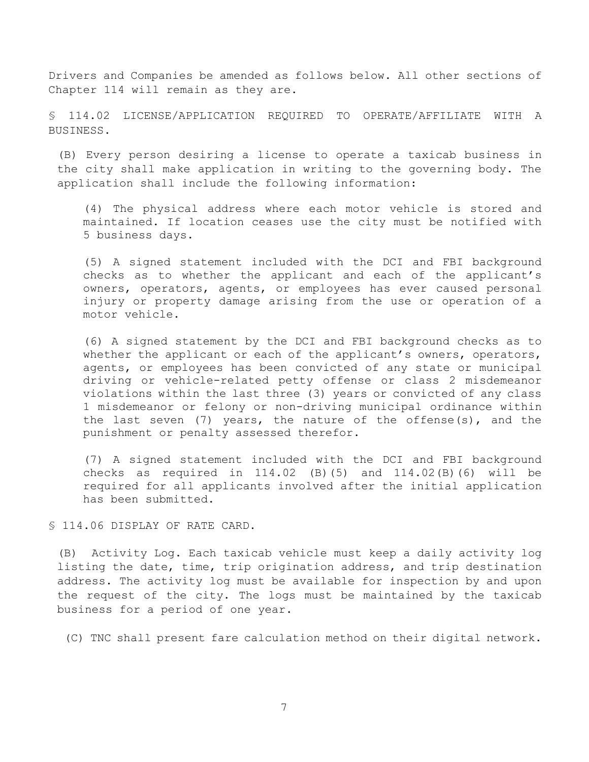Drivers and Companies be amended as follows below. All other sections of Chapter 114 will remain as they are.

§ 114.02 LICENSE/APPLICATION REQUIRED TO OPERATE/AFFILIATE WITH A BUSINESS.

(B) Every person desiring a license to operate a taxicab business in the city shall make application in writing to the governing body. The application shall include the following information:

(4) The physical address where each motor vehicle is stored and maintained. If location ceases use the city must be notified with 5 business days.

(5) A signed statement included with the DCI and FBI background checks as to whether the applicant and each of the applicant's owners, operators, agents, or employees has ever caused personal injury or property damage arising from the use or operation of a motor vehicle.

(6) A signed statement by the DCI and FBI background checks as to whether the applicant or each of the applicant's owners, operators, agents, or employees has been convicted of any state or municipal driving or vehicle-related petty offense or class 2 misdemeanor violations within the last three (3) years or convicted of any class 1 misdemeanor or felony or non-driving municipal ordinance within the last seven (7) years, the nature of the offense(s), and the punishment or penalty assessed therefor.

(7) A signed statement included with the DCI and FBI background checks as required in 114.02 (B)(5) and 114.02(B)(6) will be required for all applicants involved after the initial application has been submitted.

§ 114.06 DISPLAY OF RATE CARD.

(B) Activity Log. Each taxicab vehicle must keep a daily activity log listing the date, time, trip origination address, and trip destination address. The activity log must be available for inspection by and upon the request of the city. The logs must be maintained by the taxicab business for a period of one year.

(C) TNC shall present fare calculation method on their digital network.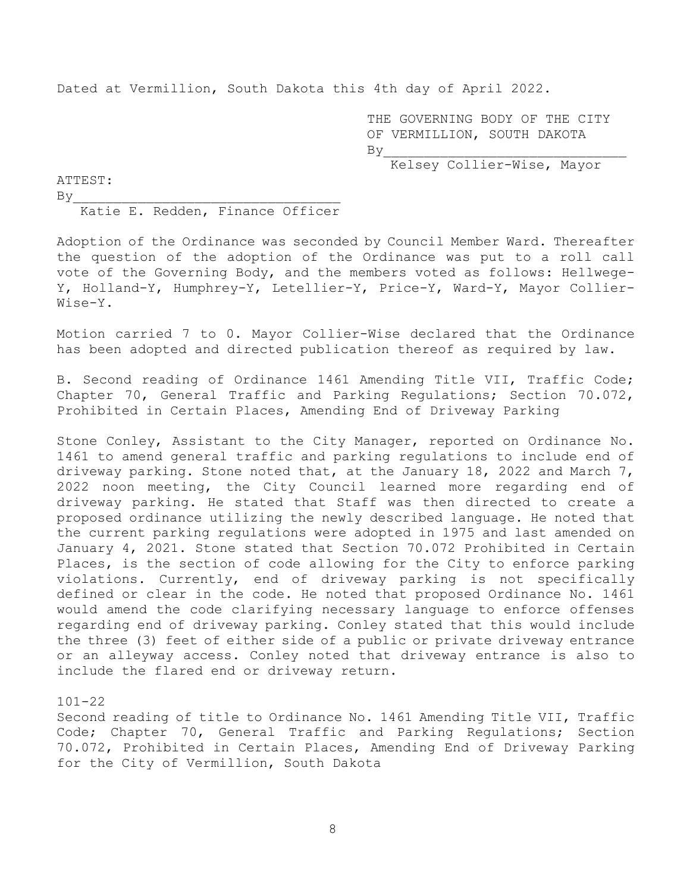Dated at Vermillion, South Dakota this 4th day of April 2022.

THE GOVERNING BODY OF THE CITY OF VERMILLION, SOUTH DAKOTA
By______________________________
Kelsey Collier-Wise, Mayor

ATTEST:
By_________________________________
Katie E. Redden, Finance Officer

Adoption of the Ordinance was seconded by Council Member Ward. Thereafter the question of the adoption of the Ordinance was put to a roll call vote of the Governing Body, and the members voted as follows: Hellwege-Y, Holland-Y, Humphrey-Y, Letellier-Y, Price-Y, Ward-Y, Mayor Collier-Wise-Y.

Motion carried 7 to 0. Mayor Collier-Wise declared that the Ordinance has been adopted and directed publication thereof as required by law.

B. Second reading of Ordinance 1461 Amending Title VII, Traffic Code; Chapter 70, General Traffic and Parking Regulations; Section 70.072, Prohibited in Certain Places, Amending End of Driveway Parking

Stone Conley, Assistant to the City Manager, reported on Ordinance No. 1461 to amend general traffic and parking regulations to include end of driveway parking. Stone noted that, at the January 18, 2022 and March 7, 2022 noon meeting, the City Council learned more regarding end of driveway parking. He stated that Staff was then directed to create a proposed ordinance utilizing the newly described language. He noted that the current parking regulations were adopted in 1975 and last amended on January 4, 2021. Stone stated that Section 70.072 Prohibited in Certain Places, is the section of code allowing for the City to enforce parking violations. Currently, end of driveway parking is not specifically defined or clear in the code. He noted that proposed Ordinance No. 1461 would amend the code clarifying necessary language to enforce offenses regarding end of driveway parking. Conley stated that this would include the three (3) feet of either side of a public or private driveway entrance or an alleyway access. Conley noted that driveway entrance is also to include the flared end or driveway return.

101-22
Second reading of title to Ordinance No. 1461 Amending Title VII, Traffic Code; Chapter 70, General Traffic and Parking Regulations; Section 70.072, Prohibited in Certain Places, Amending End of Driveway Parking for the City of Vermillion, South Dakota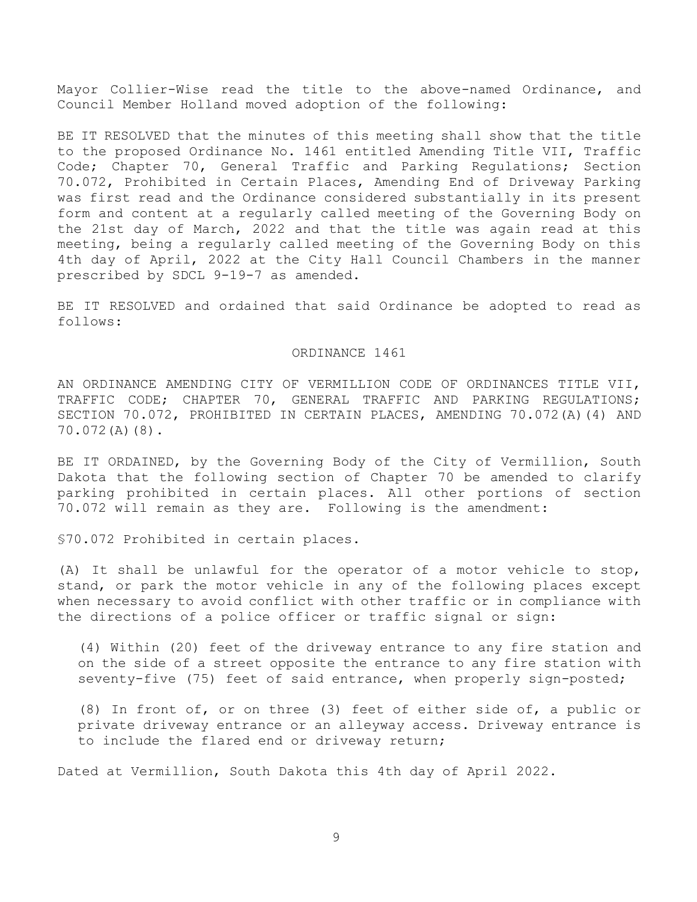Mayor Collier-Wise read the title to the above-named Ordinance, and Council Member Holland moved adoption of the following:

BE IT RESOLVED that the minutes of this meeting shall show that the title to the proposed Ordinance No. 1461 entitled Amending Title VII, Traffic Code; Chapter 70, General Traffic and Parking Regulations; Section 70.072, Prohibited in Certain Places, Amending End of Driveway Parking was first read and the Ordinance considered substantially in its present form and content at a regularly called meeting of the Governing Body on the 21st day of March, 2022 and that the title was again read at this meeting, being a regularly called meeting of the Governing Body on this 4th day of April, 2022 at the City Hall Council Chambers in the manner prescribed by SDCL 9-19-7 as amended.

BE IT RESOLVED and ordained that said Ordinance be adopted to read as follows:

ORDINANCE 1461

AN ORDINANCE AMENDING CITY OF VERMILLION CODE OF ORDINANCES TITLE VII, TRAFFIC CODE; CHAPTER 70, GENERAL TRAFFIC AND PARKING REGULATIONS; SECTION 70.072, PROHIBITED IN CERTAIN PLACES, AMENDING 70.072(A)(4) AND 70.072(A)(8).

BE IT ORDAINED, by the Governing Body of the City of Vermillion, South Dakota that the following section of Chapter 70 be amended to clarify parking prohibited in certain places. All other portions of section 70.072 will remain as they are. Following is the amendment:

§70.072 Prohibited in certain places.

(A) It shall be unlawful for the operator of a motor vehicle to stop, stand, or park the motor vehicle in any of the following places except when necessary to avoid conflict with other traffic or in compliance with the directions of a police officer or traffic signal or sign:

(4) Within (20) feet of the driveway entrance to any fire station and on the side of a street opposite the entrance to any fire station with seventy-five (75) feet of said entrance, when properly sign-posted;

(8) In front of, or on three (3) feet of either side of, a public or private driveway entrance or an alleyway access. Driveway entrance is to include the flared end or driveway return;

Dated at Vermillion, South Dakota this 4th day of April 2022.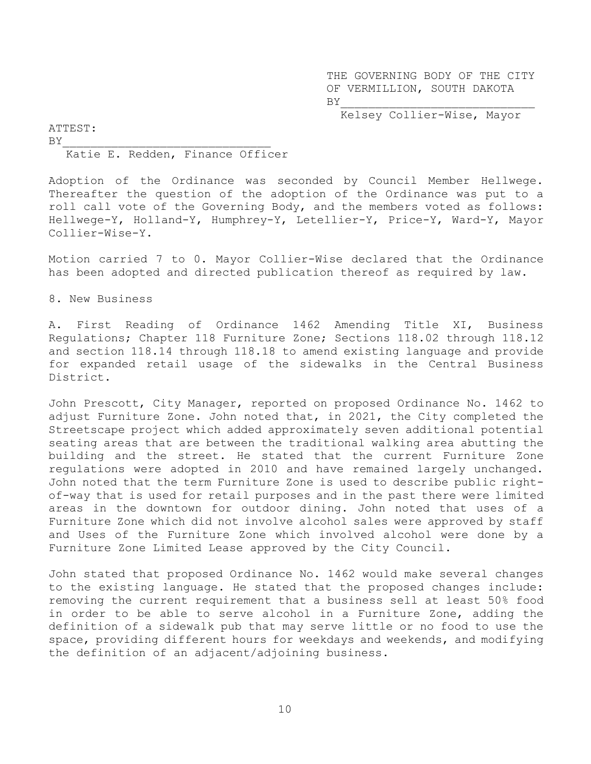THE GOVERNING BODY OF THE CITY OF VERMILLION, SOUTH DAKOTA
BY____________________________
Kelsey Collier-Wise, Mayor

ATTEST:
BY______________________________
Katie E. Redden, Finance Officer

Adoption of the Ordinance was seconded by Council Member Hellwege. Thereafter the question of the adoption of the Ordinance was put to a roll call vote of the Governing Body, and the members voted as follows: Hellwege-Y, Holland-Y, Humphrey-Y, Letellier-Y, Price-Y, Ward-Y, Mayor Collier-Wise-Y.

Motion carried 7 to 0. Mayor Collier-Wise declared that the Ordinance has been adopted and directed publication thereof as required by law.

8. New Business

A. First Reading of Ordinance 1462 Amending Title XI, Business Regulations; Chapter 118 Furniture Zone; Sections 118.02 through 118.12 and section 118.14 through 118.18 to amend existing language and provide for expanded retail usage of the sidewalks in the Central Business District.

John Prescott, City Manager, reported on proposed Ordinance No. 1462 to adjust Furniture Zone. John noted that, in 2021, the City completed the Streetscape project which added approximately seven additional potential seating areas that are between the traditional walking area abutting the building and the street. He stated that the current Furniture Zone regulations were adopted in 2010 and have remained largely unchanged. John noted that the term Furniture Zone is used to describe public right-of-way that is used for retail purposes and in the past there were limited areas in the downtown for outdoor dining. John noted that uses of a Furniture Zone which did not involve alcohol sales were approved by staff and Uses of the Furniture Zone which involved alcohol were done by a Furniture Zone Limited Lease approved by the City Council.

John stated that proposed Ordinance No. 1462 would make several changes to the existing language. He stated that the proposed changes include: removing the current requirement that a business sell at least 50% food in order to be able to serve alcohol in a Furniture Zone, adding the definition of a sidewalk pub that may serve little or no food to use the space, providing different hours for weekdays and weekends, and modifying the definition of an adjacent/adjoining business.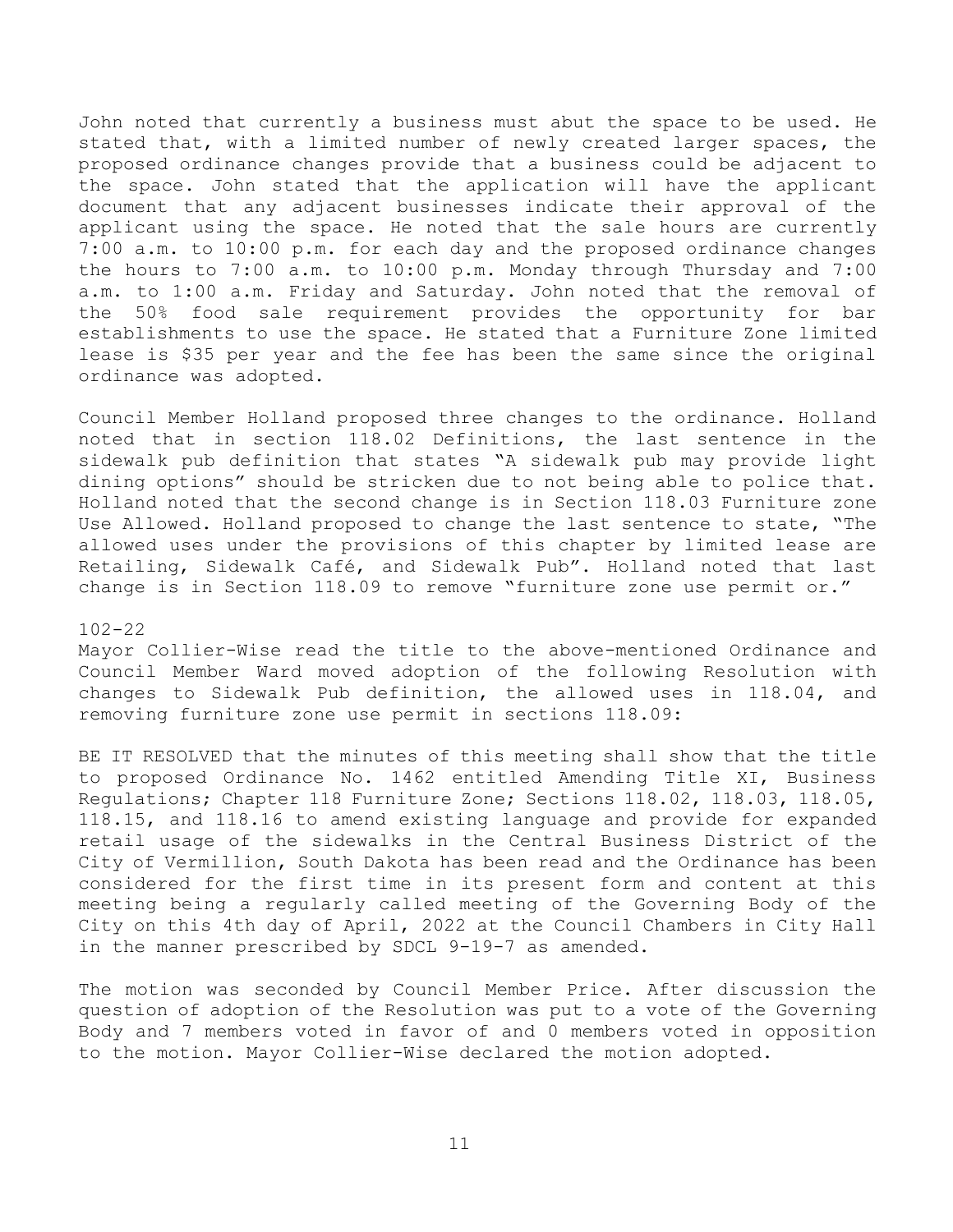John noted that currently a business must abut the space to be used. He stated that, with a limited number of newly created larger spaces, the proposed ordinance changes provide that a business could be adjacent to the space. John stated that the application will have the applicant document that any adjacent businesses indicate their approval of the applicant using the space. He noted that the sale hours are currently 7:00 a.m. to 10:00 p.m. for each day and the proposed ordinance changes the hours to 7:00 a.m. to 10:00 p.m. Monday through Thursday and 7:00 a.m. to 1:00 a.m. Friday and Saturday. John noted that the removal of the 50% food sale requirement provides the opportunity for bar establishments to use the space. He stated that a Furniture Zone limited lease is $35 per year and the fee has been the same since the original ordinance was adopted.

Council Member Holland proposed three changes to the ordinance. Holland noted that in section 118.02 Definitions, the last sentence in the sidewalk pub definition that states "A sidewalk pub may provide light dining options" should be stricken due to not being able to police that. Holland noted that the second change is in Section 118.03 Furniture zone Use Allowed. Holland proposed to change the last sentence to state, "The allowed uses under the provisions of this chapter by limited lease are Retailing, Sidewalk Café, and Sidewalk Pub". Holland noted that last change is in Section 118.09 to remove "furniture zone use permit or."

102-22

Mayor Collier-Wise read the title to the above-mentioned Ordinance and Council Member Ward moved adoption of the following Resolution with changes to Sidewalk Pub definition, the allowed uses in 118.04, and removing furniture zone use permit in sections 118.09:

BE IT RESOLVED that the minutes of this meeting shall show that the title to proposed Ordinance No. 1462 entitled Amending Title XI, Business Regulations; Chapter 118 Furniture Zone; Sections 118.02, 118.03, 118.05, 118.15, and 118.16 to amend existing language and provide for expanded retail usage of the sidewalks in the Central Business District of the City of Vermillion, South Dakota has been read and the Ordinance has been considered for the first time in its present form and content at this meeting being a regularly called meeting of the Governing Body of the City on this 4th day of April, 2022 at the Council Chambers in City Hall in the manner prescribed by SDCL 9-19-7 as amended.

The motion was seconded by Council Member Price. After discussion the question of adoption of the Resolution was put to a vote of the Governing Body and 7 members voted in favor of and 0 members voted in opposition to the motion. Mayor Collier-Wise declared the motion adopted.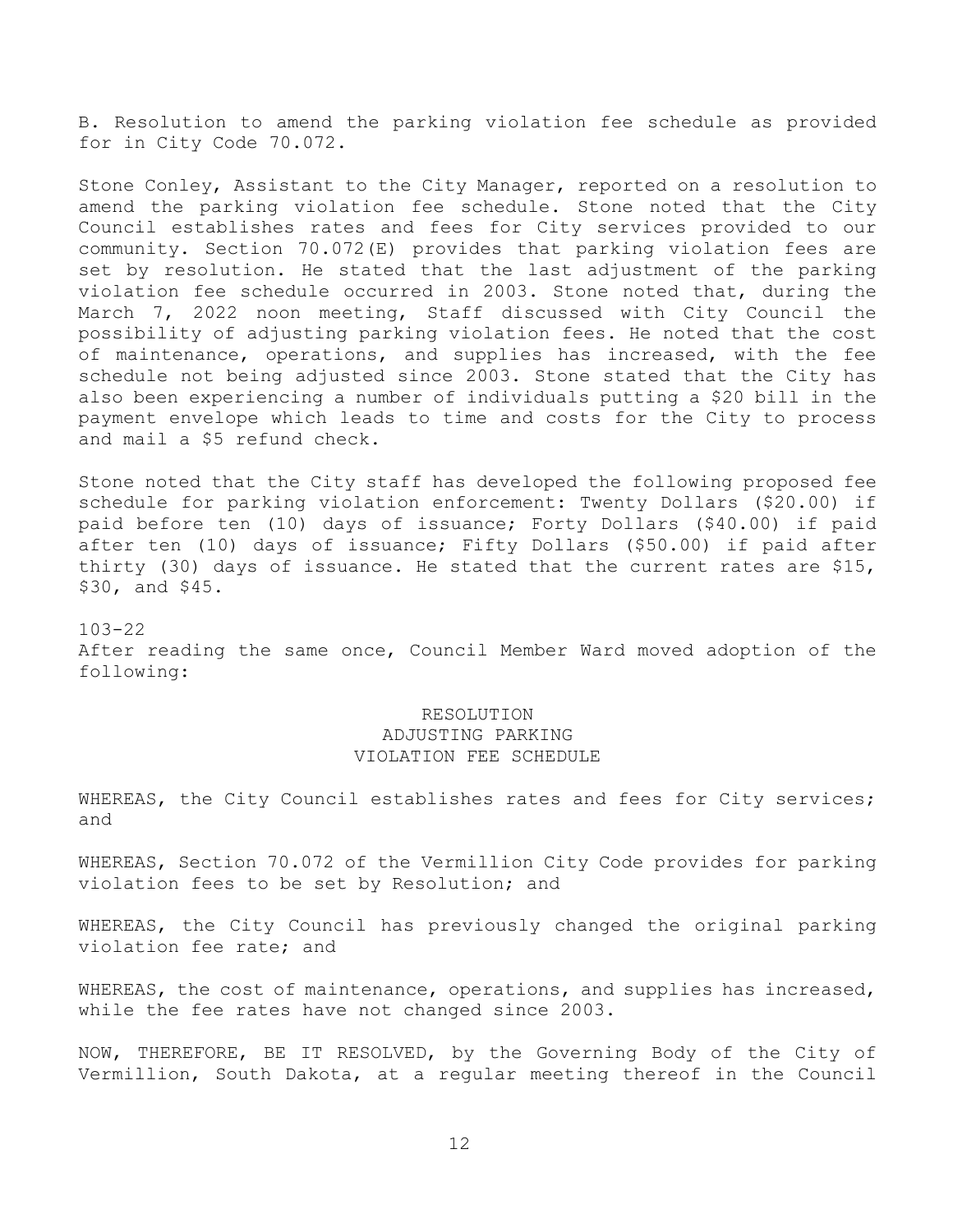B. Resolution to amend the parking violation fee schedule as provided for in City Code 70.072.

Stone Conley, Assistant to the City Manager, reported on a resolution to amend the parking violation fee schedule. Stone noted that the City Council establishes rates and fees for City services provided to our community. Section 70.072(E) provides that parking violation fees are set by resolution. He stated that the last adjustment of the parking violation fee schedule occurred in 2003. Stone noted that, during the March 7, 2022 noon meeting, Staff discussed with City Council the possibility of adjusting parking violation fees. He noted that the cost of maintenance, operations, and supplies has increased, with the fee schedule not being adjusted since 2003. Stone stated that the City has also been experiencing a number of individuals putting a $20 bill in the payment envelope which leads to time and costs for the City to process and mail a $5 refund check.

Stone noted that the City staff has developed the following proposed fee schedule for parking violation enforcement: Twenty Dollars ($20.00) if paid before ten (10) days of issuance; Forty Dollars ($40.00) if paid after ten (10) days of issuance; Fifty Dollars ($50.00) if paid after thirty (30) days of issuance. He stated that the current rates are $15, $30, and $45.

103-22
After reading the same once, Council Member Ward moved adoption of the following:

RESOLUTION
ADJUSTING PARKING
VIOLATION FEE SCHEDULE

WHEREAS, the City Council establishes rates and fees for City services; and

WHEREAS, Section 70.072 of the Vermillion City Code provides for parking violation fees to be set by Resolution; and

WHEREAS, the City Council has previously changed the original parking violation fee rate; and

WHEREAS, the cost of maintenance, operations, and supplies has increased, while the fee rates have not changed since 2003.

NOW, THEREFORE, BE IT RESOLVED, by the Governing Body of the City of Vermillion, South Dakota, at a regular meeting thereof in the Council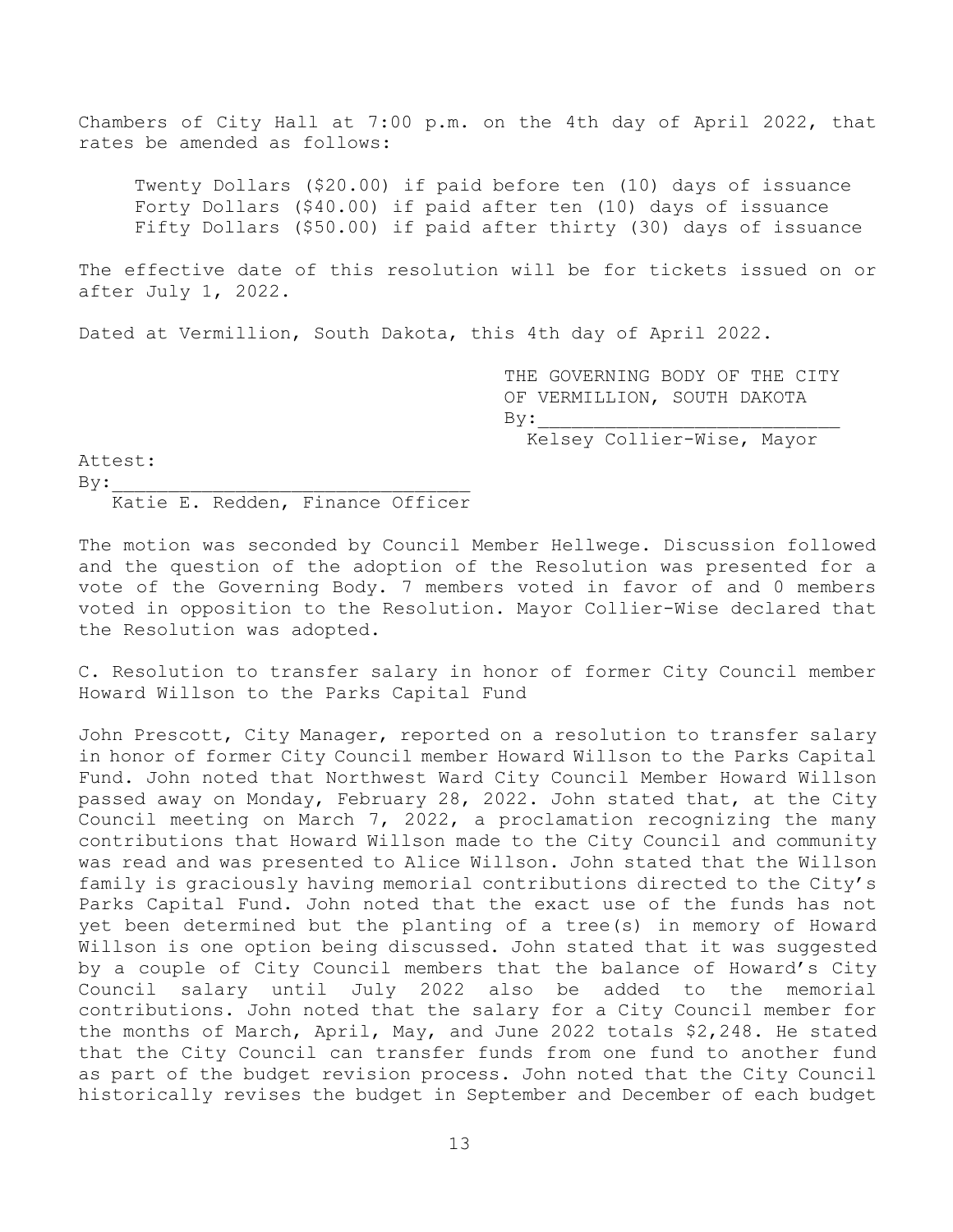Chambers of City Hall at 7:00 p.m. on the 4th day of April 2022, that rates be amended as follows:

Twenty Dollars ($20.00) if paid before ten (10) days of issuance
Forty Dollars ($40.00) if paid after ten (10) days of issuance
Fifty Dollars ($50.00) if paid after thirty (30) days of issuance

The effective date of this resolution will be for tickets issued on or after July 1, 2022.

Dated at Vermillion, South Dakota, this 4th day of April 2022.

THE GOVERNING BODY OF THE CITY OF VERMILLION, SOUTH DAKOTA
By:___________________________
Kelsey Collier-Wise, Mayor

Attest:
By:_________________________________
Katie E. Redden, Finance Officer

The motion was seconded by Council Member Hellwege. Discussion followed and the question of the adoption of the Resolution was presented for a vote of the Governing Body. 7 members voted in favor of and 0 members voted in opposition to the Resolution. Mayor Collier-Wise declared that the Resolution was adopted.

C. Resolution to transfer salary in honor of former City Council member Howard Willson to the Parks Capital Fund

John Prescott, City Manager, reported on a resolution to transfer salary in honor of former City Council member Howard Willson to the Parks Capital Fund. John noted that Northwest Ward City Council Member Howard Willson passed away on Monday, February 28, 2022. John stated that, at the City Council meeting on March 7, 2022, a proclamation recognizing the many contributions that Howard Willson made to the City Council and community was read and was presented to Alice Willson. John stated that the Willson family is graciously having memorial contributions directed to the City's Parks Capital Fund. John noted that the exact use of the funds has not yet been determined but the planting of a tree(s) in memory of Howard Willson is one option being discussed. John stated that it was suggested by a couple of City Council members that the balance of Howard's City Council salary until July 2022 also be added to the memorial contributions. John noted that the salary for a City Council member for the months of March, April, May, and June 2022 totals $2,248. He stated that the City Council can transfer funds from one fund to another fund as part of the budget revision process. John noted that the City Council historically revises the budget in September and December of each budget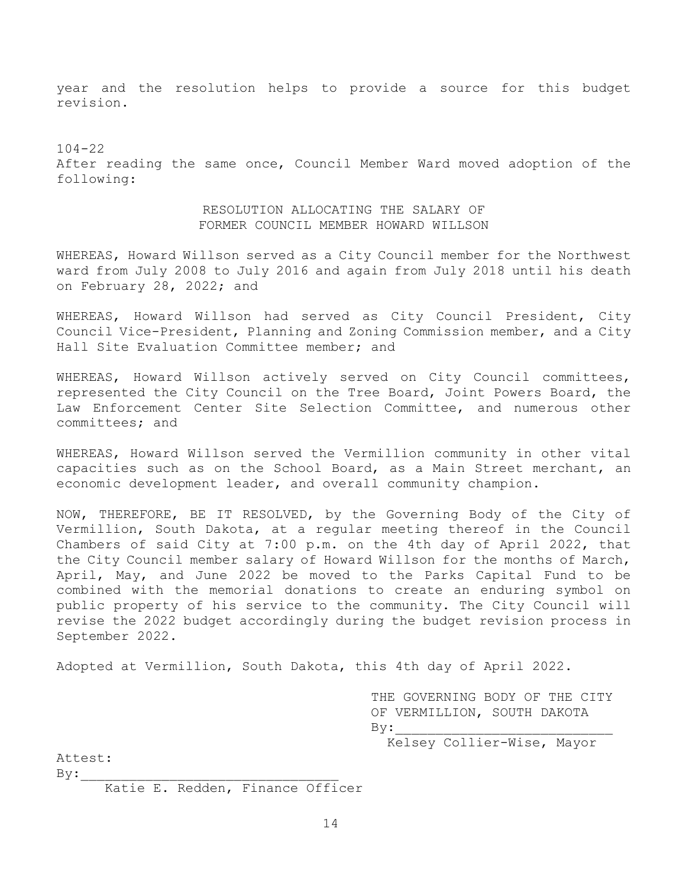year and the resolution helps to provide a source for this budget revision.

104-22

After reading the same once, Council Member Ward moved adoption of the following:

RESOLUTION ALLOCATING THE SALARY OF
FORMER COUNCIL MEMBER HOWARD WILLSON

WHEREAS, Howard Willson served as a City Council member for the Northwest ward from July 2008 to July 2016 and again from July 2018 until his death on February 28, 2022; and

WHEREAS, Howard Willson had served as City Council President, City Council Vice-President, Planning and Zoning Commission member, and a City Hall Site Evaluation Committee member; and

WHEREAS, Howard Willson actively served on City Council committees, represented the City Council on the Tree Board, Joint Powers Board, the Law Enforcement Center Site Selection Committee, and numerous other committees; and

WHEREAS, Howard Willson served the Vermillion community in other vital capacities such as on the School Board, as a Main Street merchant, an economic development leader, and overall community champion.

NOW, THEREFORE, BE IT RESOLVED, by the Governing Body of the City of Vermillion, South Dakota, at a regular meeting thereof in the Council Chambers of said City at 7:00 p.m. on the 4th day of April 2022, that the City Council member salary of Howard Willson for the months of March, April, May, and June 2022 be moved to the Parks Capital Fund to be combined with the memorial donations to create an enduring symbol on public property of his service to the community. The City Council will revise the 2022 budget accordingly during the budget revision process in September 2022.

Adopted at Vermillion, South Dakota, this 4th day of April 2022.

THE GOVERNING BODY OF THE CITY
OF VERMILLION, SOUTH DAKOTA
By:___________________________
Kelsey Collier-Wise, Mayor

Attest:
By:________________________________
Katie E. Redden, Finance Officer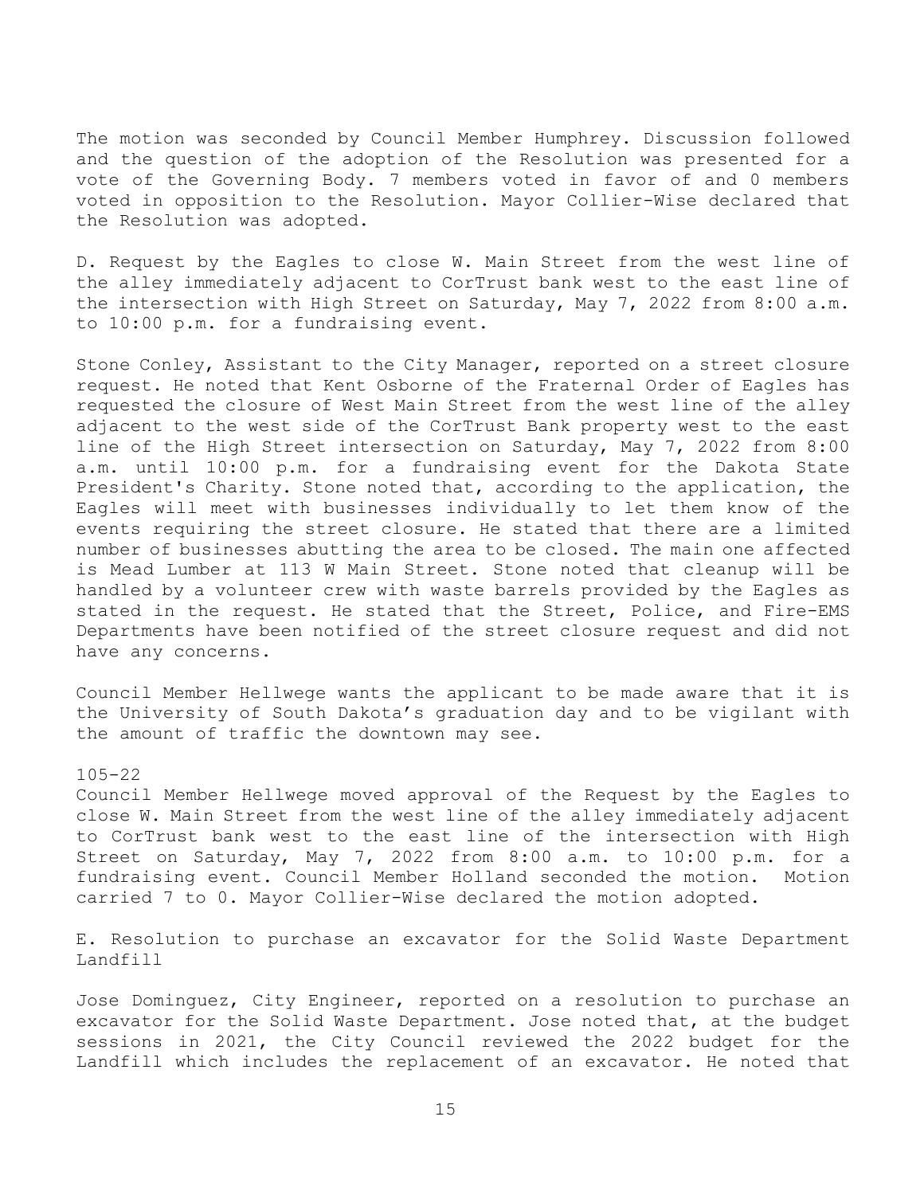The motion was seconded by Council Member Humphrey. Discussion followed and the question of the adoption of the Resolution was presented for a vote of the Governing Body. 7 members voted in favor of and 0 members voted in opposition to the Resolution. Mayor Collier-Wise declared that the Resolution was adopted.

D. Request by the Eagles to close W. Main Street from the west line of the alley immediately adjacent to CorTrust bank west to the east line of the intersection with High Street on Saturday, May 7, 2022 from 8:00 a.m. to 10:00 p.m. for a fundraising event.

Stone Conley, Assistant to the City Manager, reported on a street closure request. He noted that Kent Osborne of the Fraternal Order of Eagles has requested the closure of West Main Street from the west line of the alley adjacent to the west side of the CorTrust Bank property west to the east line of the High Street intersection on Saturday, May 7, 2022 from 8:00 a.m. until 10:00 p.m. for a fundraising event for the Dakota State President's Charity. Stone noted that, according to the application, the Eagles will meet with businesses individually to let them know of the events requiring the street closure. He stated that there are a limited number of businesses abutting the area to be closed. The main one affected is Mead Lumber at 113 W Main Street. Stone noted that cleanup will be handled by a volunteer crew with waste barrels provided by the Eagles as stated in the request. He stated that the Street, Police, and Fire-EMS Departments have been notified of the street closure request and did not have any concerns.

Council Member Hellwege wants the applicant to be made aware that it is the University of South Dakota's graduation day and to be vigilant with the amount of traffic the downtown may see.

105-22
Council Member Hellwege moved approval of the Request by the Eagles to close W. Main Street from the west line of the alley immediately adjacent to CorTrust bank west to the east line of the intersection with High Street on Saturday, May 7, 2022 from 8:00 a.m. to 10:00 p.m. for a fundraising event. Council Member Holland seconded the motion. Motion carried 7 to 0. Mayor Collier-Wise declared the motion adopted.

E. Resolution to purchase an excavator for the Solid Waste Department Landfill

Jose Dominguez, City Engineer, reported on a resolution to purchase an excavator for the Solid Waste Department. Jose noted that, at the budget sessions in 2021, the City Council reviewed the 2022 budget for the Landfill which includes the replacement of an excavator. He noted that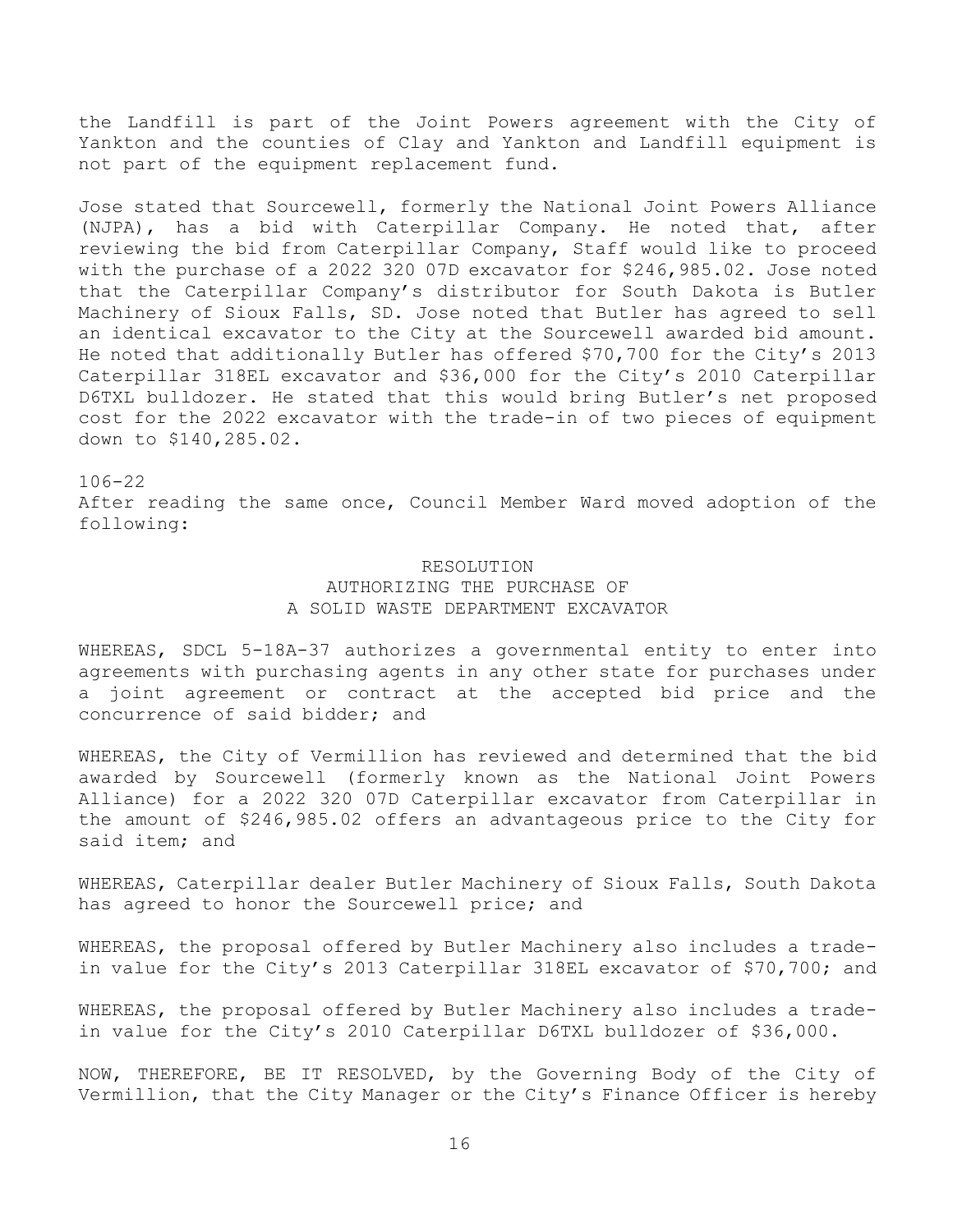the Landfill is part of the Joint Powers agreement with the City of Yankton and the counties of Clay and Yankton and Landfill equipment is not part of the equipment replacement fund.

Jose stated that Sourcewell, formerly the National Joint Powers Alliance (NJPA), has a bid with Caterpillar Company. He noted that, after reviewing the bid from Caterpillar Company, Staff would like to proceed with the purchase of a 2022 320 07D excavator for $246,985.02. Jose noted that the Caterpillar Company's distributor for South Dakota is Butler Machinery of Sioux Falls, SD. Jose noted that Butler has agreed to sell an identical excavator to the City at the Sourcewell awarded bid amount. He noted that additionally Butler has offered $70,700 for the City's 2013 Caterpillar 318EL excavator and $36,000 for the City's 2010 Caterpillar D6TXL bulldozer. He stated that this would bring Butler's net proposed cost for the 2022 excavator with the trade-in of two pieces of equipment down to $140,285.02.

106-22

After reading the same once, Council Member Ward moved adoption of the following:

RESOLUTION
AUTHORIZING THE PURCHASE OF
A SOLID WASTE DEPARTMENT EXCAVATOR

WHEREAS, SDCL 5-18A-37 authorizes a governmental entity to enter into agreements with purchasing agents in any other state for purchases under a joint agreement or contract at the accepted bid price and the concurrence of said bidder; and

WHEREAS, the City of Vermillion has reviewed and determined that the bid awarded by Sourcewell (formerly known as the National Joint Powers Alliance) for a 2022 320 07D Caterpillar excavator from Caterpillar in the amount of $246,985.02 offers an advantageous price to the City for said item; and

WHEREAS, Caterpillar dealer Butler Machinery of Sioux Falls, South Dakota has agreed to honor the Sourcewell price; and

WHEREAS, the proposal offered by Butler Machinery also includes a trade-in value for the City's 2013 Caterpillar 318EL excavator of $70,700; and

WHEREAS, the proposal offered by Butler Machinery also includes a trade-in value for the City's 2010 Caterpillar D6TXL bulldozer of $36,000.

NOW, THEREFORE, BE IT RESOLVED, by the Governing Body of the City of Vermillion, that the City Manager or the City's Finance Officer is hereby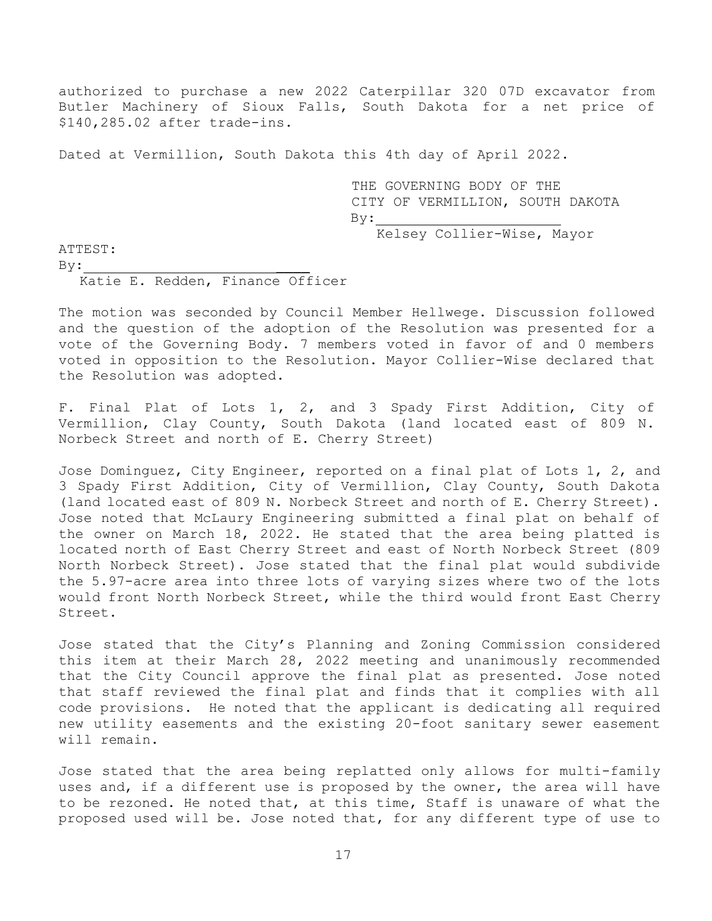authorized to purchase a new 2022 Caterpillar 320 07D excavator from Butler Machinery of Sioux Falls, South Dakota for a net price of $140,285.02 after trade-ins.

Dated at Vermillion, South Dakota this 4th day of April 2022.

THE GOVERNING BODY OF THE
CITY OF VERMILLION, SOUTH DAKOTA
By:______________________
Kelsey Collier-Wise, Mayor

ATTEST:
By:__________________________
Katie E. Redden, Finance Officer

The motion was seconded by Council Member Hellwege. Discussion followed and the question of the adoption of the Resolution was presented for a vote of the Governing Body. 7 members voted in favor of and 0 members voted in opposition to the Resolution. Mayor Collier-Wise declared that the Resolution was adopted.

F. Final Plat of Lots 1, 2, and 3 Spady First Addition, City of Vermillion, Clay County, South Dakota (land located east of 809 N. Norbeck Street and north of E. Cherry Street)

Jose Dominguez, City Engineer, reported on a final plat of Lots 1, 2, and 3 Spady First Addition, City of Vermillion, Clay County, South Dakota (land located east of 809 N. Norbeck Street and north of E. Cherry Street). Jose noted that McLaury Engineering submitted a final plat on behalf of the owner on March 18, 2022. He stated that the area being platted is located north of East Cherry Street and east of North Norbeck Street (809 North Norbeck Street). Jose stated that the final plat would subdivide the 5.97-acre area into three lots of varying sizes where two of the lots would front North Norbeck Street, while the third would front East Cherry Street.

Jose stated that the City's Planning and Zoning Commission considered this item at their March 28, 2022 meeting and unanimously recommended that the City Council approve the final plat as presented. Jose noted that staff reviewed the final plat and finds that it complies with all code provisions. He noted that the applicant is dedicating all required new utility easements and the existing 20-foot sanitary sewer easement will remain.

Jose stated that the area being replatted only allows for multi-family uses and, if a different use is proposed by the owner, the area will have to be rezoned. He noted that, at this time, Staff is unaware of what the proposed used will be. Jose noted that, for any different type of use to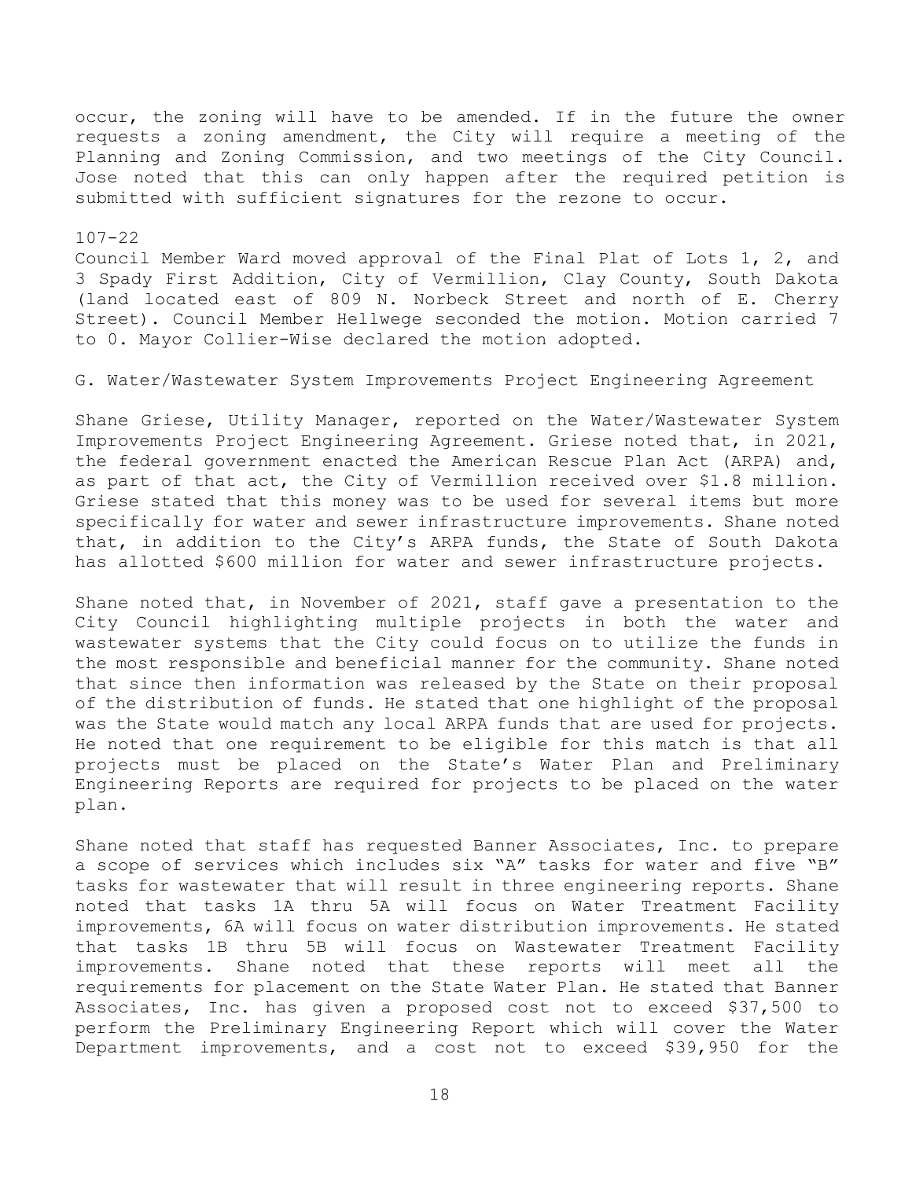occur, the zoning will have to be amended. If in the future the owner requests a zoning amendment, the City will require a meeting of the Planning and Zoning Commission, and two meetings of the City Council. Jose noted that this can only happen after the required petition is submitted with sufficient signatures for the rezone to occur.

107-22

Council Member Ward moved approval of the Final Plat of Lots 1, 2, and 3 Spady First Addition, City of Vermillion, Clay County, South Dakota (land located east of 809 N. Norbeck Street and north of E. Cherry Street). Council Member Hellwege seconded the motion. Motion carried 7 to 0. Mayor Collier-Wise declared the motion adopted.

G. Water/Wastewater System Improvements Project Engineering Agreement

Shane Griese, Utility Manager, reported on the Water/Wastewater System Improvements Project Engineering Agreement. Griese noted that, in 2021, the federal government enacted the American Rescue Plan Act (ARPA) and, as part of that act, the City of Vermillion received over $1.8 million. Griese stated that this money was to be used for several items but more specifically for water and sewer infrastructure improvements. Shane noted that, in addition to the City's ARPA funds, the State of South Dakota has allotted $600 million for water and sewer infrastructure projects.

Shane noted that, in November of 2021, staff gave a presentation to the City Council highlighting multiple projects in both the water and wastewater systems that the City could focus on to utilize the funds in the most responsible and beneficial manner for the community. Shane noted that since then information was released by the State on their proposal of the distribution of funds. He stated that one highlight of the proposal was the State would match any local ARPA funds that are used for projects. He noted that one requirement to be eligible for this match is that all projects must be placed on the State's Water Plan and Preliminary Engineering Reports are required for projects to be placed on the water plan.

Shane noted that staff has requested Banner Associates, Inc. to prepare a scope of services which includes six "A" tasks for water and five "B" tasks for wastewater that will result in three engineering reports. Shane noted that tasks 1A thru 5A will focus on Water Treatment Facility improvements, 6A will focus on water distribution improvements. He stated that tasks 1B thru 5B will focus on Wastewater Treatment Facility improvements. Shane noted that these reports will meet all the requirements for placement on the State Water Plan. He stated that Banner Associates, Inc. has given a proposed cost not to exceed $37,500 to perform the Preliminary Engineering Report which will cover the Water Department improvements, and a cost not to exceed $39,950 for the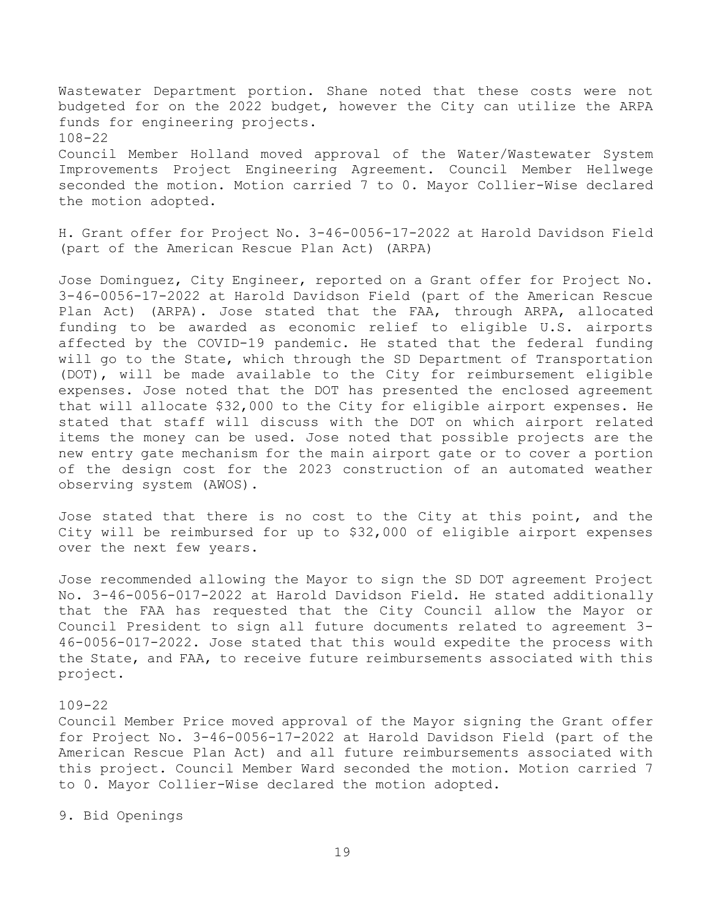Wastewater Department portion. Shane noted that these costs were not budgeted for on the 2022 budget, however the City can utilize the ARPA funds for engineering projects.

108-22

Council Member Holland moved approval of the Water/Wastewater System Improvements Project Engineering Agreement. Council Member Hellwege seconded the motion. Motion carried 7 to 0. Mayor Collier-Wise declared the motion adopted.

H. Grant offer for Project No. 3-46-0056-17-2022 at Harold Davidson Field (part of the American Rescue Plan Act) (ARPA)

Jose Dominguez, City Engineer, reported on a Grant offer for Project No. 3-46-0056-17-2022 at Harold Davidson Field (part of the American Rescue Plan Act) (ARPA). Jose stated that the FAA, through ARPA, allocated funding to be awarded as economic relief to eligible U.S. airports affected by the COVID-19 pandemic. He stated that the federal funding will go to the State, which through the SD Department of Transportation (DOT), will be made available to the City for reimbursement eligible expenses. Jose noted that the DOT has presented the enclosed agreement that will allocate $32,000 to the City for eligible airport expenses. He stated that staff will discuss with the DOT on which airport related items the money can be used. Jose noted that possible projects are the new entry gate mechanism for the main airport gate or to cover a portion of the design cost for the 2023 construction of an automated weather observing system (AWOS).

Jose stated that there is no cost to the City at this point, and the City will be reimbursed for up to $32,000 of eligible airport expenses over the next few years.

Jose recommended allowing the Mayor to sign the SD DOT agreement Project No. 3-46-0056-017-2022 at Harold Davidson Field. He stated additionally that the FAA has requested that the City Council allow the Mayor or Council President to sign all future documents related to agreement 3-46-0056-017-2022. Jose stated that this would expedite the process with the State, and FAA, to receive future reimbursements associated with this project.

109-22

Council Member Price moved approval of the Mayor signing the Grant offer for Project No. 3-46-0056-17-2022 at Harold Davidson Field (part of the American Rescue Plan Act) and all future reimbursements associated with this project. Council Member Ward seconded the motion. Motion carried 7 to 0. Mayor Collier-Wise declared the motion adopted.

9. Bid Openings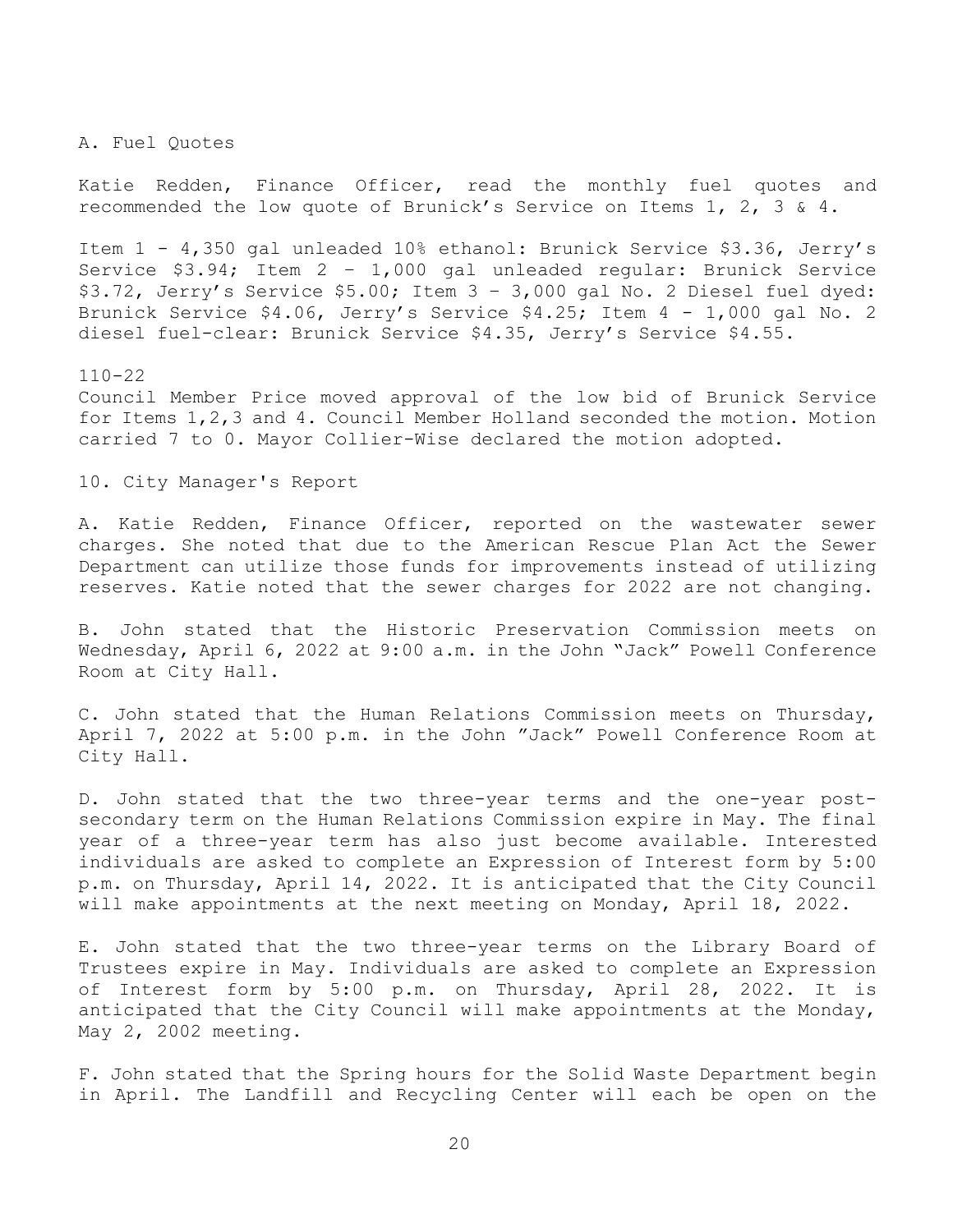A. Fuel Quotes

Katie Redden, Finance Officer, read the monthly fuel quotes and recommended the low quote of Brunick's Service on Items 1, 2, 3 & 4.

Item 1 - 4,350 gal unleaded 10% ethanol: Brunick Service $3.36, Jerry's Service $3.94; Item 2 – 1,000 gal unleaded regular: Brunick Service $3.72, Jerry's Service $5.00; Item 3 – 3,000 gal No. 2 Diesel fuel dyed: Brunick Service $4.06, Jerry's Service $4.25; Item 4 - 1,000 gal No. 2 diesel fuel-clear: Brunick Service $4.35, Jerry's Service $4.55.

110-22
Council Member Price moved approval of the low bid of Brunick Service for Items 1,2,3 and 4. Council Member Holland seconded the motion. Motion carried 7 to 0. Mayor Collier-Wise declared the motion adopted.

10. City Manager's Report

A. Katie Redden, Finance Officer, reported on the wastewater sewer charges. She noted that due to the American Rescue Plan Act the Sewer Department can utilize those funds for improvements instead of utilizing reserves. Katie noted that the sewer charges for 2022 are not changing.

B. John stated that the Historic Preservation Commission meets on Wednesday, April 6, 2022 at 9:00 a.m. in the John "Jack" Powell Conference Room at City Hall.

C. John stated that the Human Relations Commission meets on Thursday, April 7, 2022 at 5:00 p.m. in the John "Jack" Powell Conference Room at City Hall.

D. John stated that the two three-year terms and the one-year post-secondary term on the Human Relations Commission expire in May. The final year of a three-year term has also just become available. Interested individuals are asked to complete an Expression of Interest form by 5:00 p.m. on Thursday, April 14, 2022. It is anticipated that the City Council will make appointments at the next meeting on Monday, April 18, 2022.

E. John stated that the two three-year terms on the Library Board of Trustees expire in May. Individuals are asked to complete an Expression of Interest form by 5:00 p.m. on Thursday, April 28, 2022. It is anticipated that the City Council will make appointments at the Monday, May 2, 2002 meeting.

F. John stated that the Spring hours for the Solid Waste Department begin in April. The Landfill and Recycling Center will each be open on the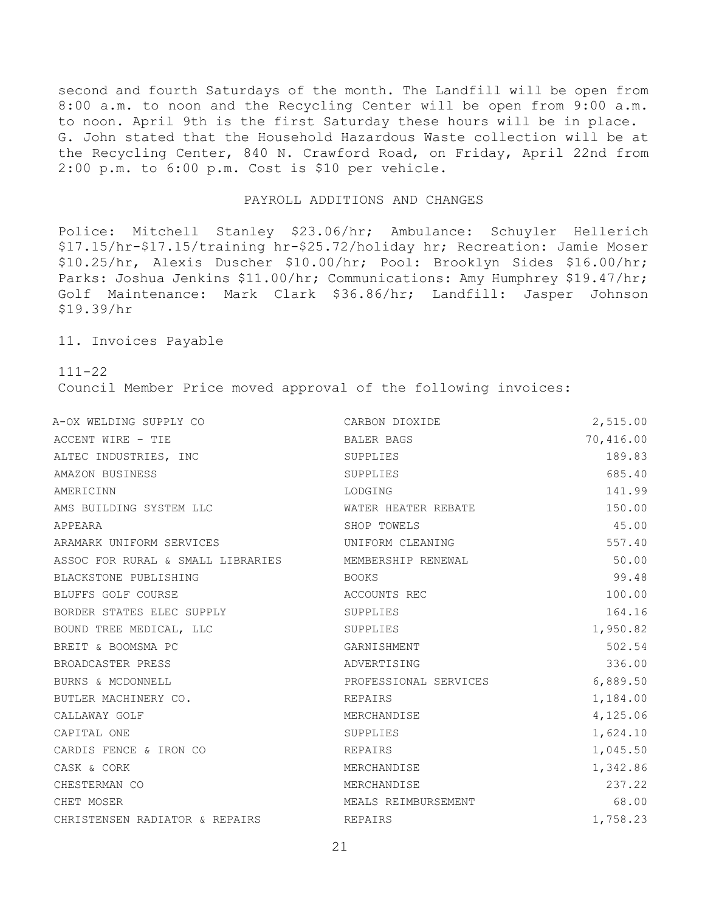second and fourth Saturdays of the month. The Landfill will be open from 8:00 a.m. to noon and the Recycling Center will be open from 9:00 a.m. to noon. April 9th is the first Saturday these hours will be in place. G. John stated that the Household Hazardous Waste collection will be at the Recycling Center, 840 N. Crawford Road, on Friday, April 22nd from 2:00 p.m. to 6:00 p.m. Cost is $10 per vehicle.

## PAYROLL ADDITIONS AND CHANGES

Police: Mitchell Stanley $23.06/hr; Ambulance: Schuyler Hellerich $17.15/hr-$17.15/training hr-$25.72/holiday hr; Recreation: Jamie Moser $10.25/hr, Alexis Duscher $10.00/hr; Pool: Brooklyn Sides $16.00/hr; Parks: Joshua Jenkins $11.00/hr; Communications: Amy Humphrey $19.47/hr; Golf Maintenance: Mark Clark $36.86/hr; Landfill: Jasper Johnson $19.39/hr

11. Invoices Payable

111-22
Council Member Price moved approval of the following invoices:

| | | |
|---|---|---|
| A-OX WELDING SUPPLY CO | CARBON DIOXIDE | 2,515.00 |
| ACCENT WIRE - TIE | BALER BAGS | 70,416.00 |
| ALTEC INDUSTRIES, INC | SUPPLIES | 189.83 |
| AMAZON BUSINESS | SUPPLIES | 685.40 |
| AMERICINN | LODGING | 141.99 |
| AMS BUILDING SYSTEM LLC | WATER HEATER REBATE | 150.00 |
| APPEARA | SHOP TOWELS | 45.00 |
| ARAMARK UNIFORM SERVICES | UNIFORM CLEANING | 557.40 |
| ASSOC FOR RURAL & SMALL LIBRARIES | MEMBERSHIP RENEWAL | 50.00 |
| BLACKSTONE PUBLISHING | BOOKS | 99.48 |
| BLUFFS GOLF COURSE | ACCOUNTS REC | 100.00 |
| BORDER STATES ELEC SUPPLY | SUPPLIES | 164.16 |
| BOUND TREE MEDICAL, LLC | SUPPLIES | 1,950.82 |
| BREIT & BOOMSMA PC | GARNISHMENT | 502.54 |
| BROADCASTER PRESS | ADVERTISING | 336.00 |
| BURNS & MCDONNELL | PROFESSIONAL SERVICES | 6,889.50 |
| BUTLER MACHINERY CO. | REPAIRS | 1,184.00 |
| CALLAWAY GOLF | MERCHANDISE | 4,125.06 |
| CAPITAL ONE | SUPPLIES | 1,624.10 |
| CARDIS FENCE & IRON CO | REPAIRS | 1,045.50 |
| CASK & CORK | MERCHANDISE | 1,342.86 |
| CHESTERMAN CO | MERCHANDISE | 237.22 |
| CHET MOSER | MEALS REIMBURSEMENT | 68.00 |
| CHRISTENSEN RADIATOR & REPAIRS | REPAIRS | 1,758.23 |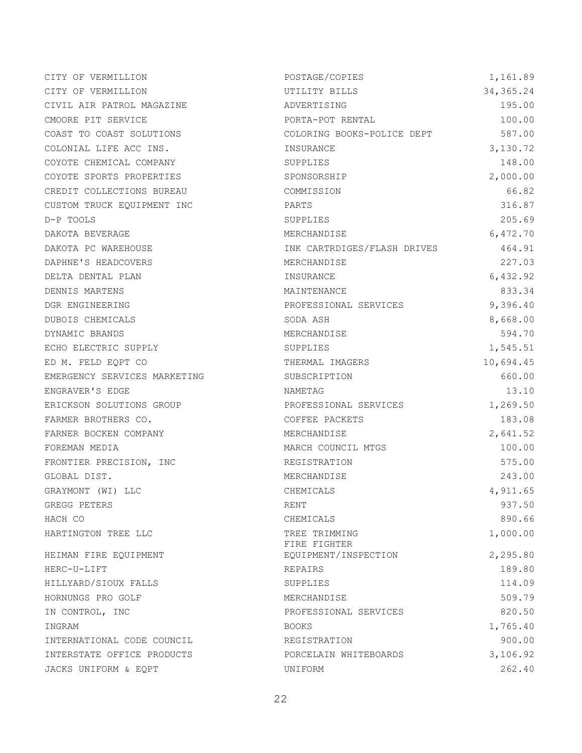| | | |
|---|---|---|
| CITY OF VERMILLION | POSTAGE/COPIES | 1,161.89 |
| CITY OF VERMILLION | UTILITY BILLS | 34,365.24 |
| CIVIL AIR PATROL MAGAZINE | ADVERTISING | 195.00 |
| CMOORE PIT SERVICE | PORTA-POT RENTAL | 100.00 |
| COAST TO COAST SOLUTIONS | COLORING BOOKS-POLICE DEPT | 587.00 |
| COLONIAL LIFE ACC INS. | INSURANCE | 3,130.72 |
| COYOTE CHEMICAL COMPANY | SUPPLIES | 148.00 |
| COYOTE SPORTS PROPERTIES | SPONSORSHIP | 2,000.00 |
| CREDIT COLLECTIONS BUREAU | COMMISSION | 66.82 |
| CUSTOM TRUCK EQUIPMENT INC | PARTS | 316.87 |
| D-P TOOLS | SUPPLIES | 205.69 |
| DAKOTA BEVERAGE | MERCHANDISE | 6,472.70 |
| DAKOTA PC WAREHOUSE | INK CARTRDIGES/FLASH DRIVES | 464.91 |
| DAPHNE'S HEADCOVERS | MERCHANDISE | 227.03 |
| DELTA DENTAL PLAN | INSURANCE | 6,432.92 |
| DENNIS MARTENS | MAINTENANCE | 833.34 |
| DGR ENGINEERING | PROFESSIONAL SERVICES | 9,396.40 |
| DUBOIS CHEMICALS | SODA ASH | 8,668.00 |
| DYNAMIC BRANDS | MERCHANDISE | 594.70 |
| ECHO ELECTRIC SUPPLY | SUPPLIES | 1,545.51 |
| ED M. FELD EQPT CO | THERMAL IMAGERS | 10,694.45 |
| EMERGENCY SERVICES MARKETING | SUBSCRIPTION | 660.00 |
| ENGRAVER'S EDGE | NAMETAG | 13.10 |
| ERICKSON SOLUTIONS GROUP | PROFESSIONAL SERVICES | 1,269.50 |
| FARMER BROTHERS CO. | COFFEE PACKETS | 183.08 |
| FARNER BOCKEN COMPANY | MERCHANDISE | 2,641.52 |
| FOREMAN MEDIA | MARCH COUNCIL MTGS | 100.00 |
| FRONTIER PRECISION, INC | REGISTRATION | 575.00 |
| GLOBAL DIST. | MERCHANDISE | 243.00 |
| GRAYMONT (WI) LLC | CHEMICALS | 4,911.65 |
| GREGG PETERS | RENT | 937.50 |
| HACH CO | CHEMICALS | 890.66 |
| HARTINGTON TREE LLC | TREE TRIMMING | 1,000.00 |
| HEIMAN FIRE EQUIPMENT | FIRE FIGHTER EQUIPMENT/INSPECTION | 2,295.80 |
| HERC-U-LIFT | REPAIRS | 189.80 |
| HILLYARD/SIOUX FALLS | SUPPLIES | 114.09 |
| HORNUNGS PRO GOLF | MERCHANDISE | 509.79 |
| IN CONTROL, INC | PROFESSIONAL SERVICES | 820.50 |
| INGRAM | BOOKS | 1,765.40 |
| INTERNATIONAL CODE COUNCIL | REGISTRATION | 900.00 |
| INTERSTATE OFFICE PRODUCTS | PORCELAIN WHITEBOARDS | 3,106.92 |
| JACKS UNIFORM & EQPT | UNIFORM | 262.40 |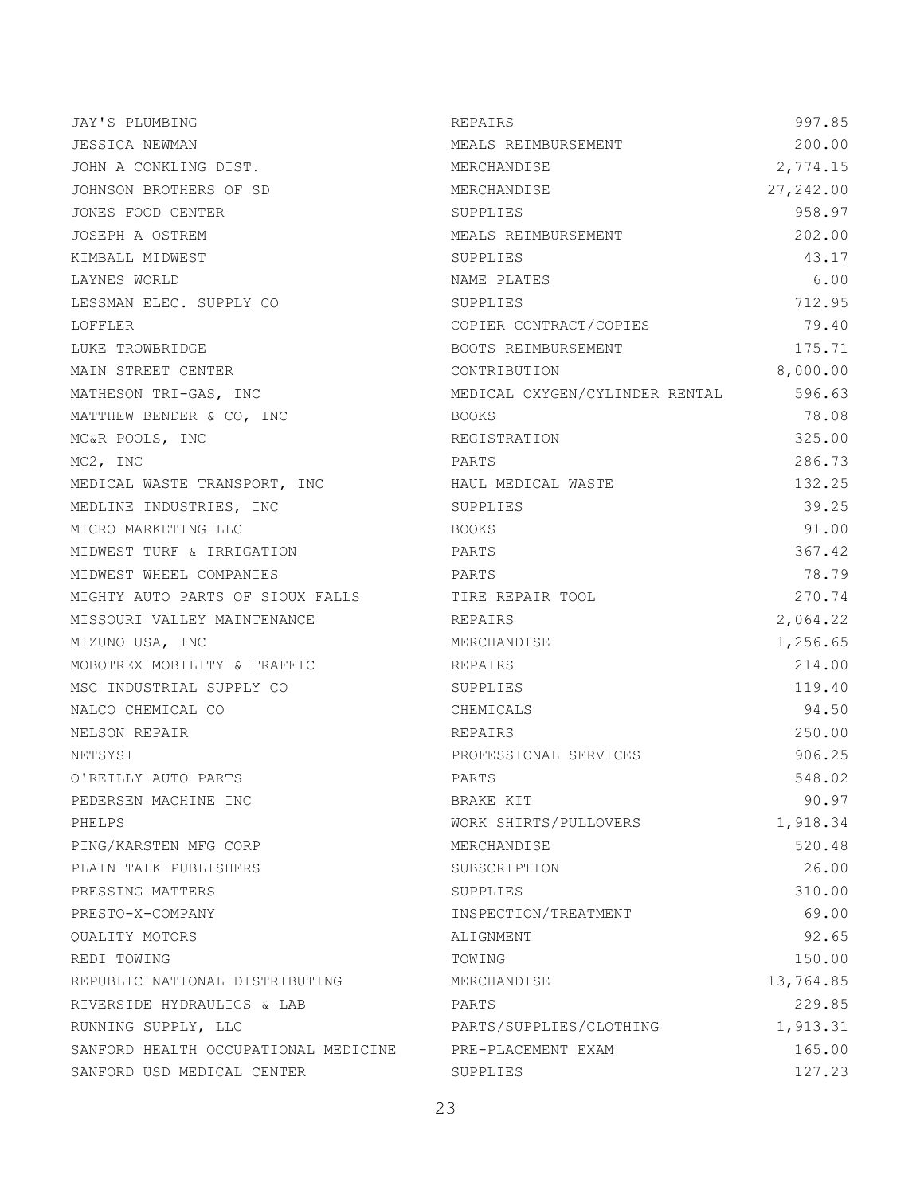| | | |
|---|---|---:|
| JAY'S PLUMBING | REPAIRS | 997.85 |
| JESSICA NEWMAN | MEALS REIMBURSEMENT | 200.00 |
| JOHN A CONKLING DIST. | MERCHANDISE | 2,774.15 |
| JOHNSON BROTHERS OF SD | MERCHANDISE | 27,242.00 |
| JONES FOOD CENTER | SUPPLIES | 958.97 |
| JOSEPH A OSTREM | MEALS REIMBURSEMENT | 202.00 |
| KIMBALL MIDWEST | SUPPLIES | 43.17 |
| LAYNES WORLD | NAME PLATES | 6.00 |
| LESSMAN ELEC. SUPPLY CO | SUPPLIES | 712.95 |
| LOFFLER | COPIER CONTRACT/COPIES | 79.40 |
| LUKE TROWBRIDGE | BOOTS REIMBURSEMENT | 175.71 |
| MAIN STREET CENTER | CONTRIBUTION | 8,000.00 |
| MATHESON TRI-GAS, INC | MEDICAL OXYGEN/CYLINDER RENTAL | 596.63 |
| MATTHEW BENDER & CO, INC | BOOKS | 78.08 |
| MC&R POOLS, INC | REGISTRATION | 325.00 |
| MC2, INC | PARTS | 286.73 |
| MEDICAL WASTE TRANSPORT, INC | HAUL MEDICAL WASTE | 132.25 |
| MEDLINE INDUSTRIES, INC | SUPPLIES | 39.25 |
| MICRO MARKETING LLC | BOOKS | 91.00 |
| MIDWEST TURF & IRRIGATION | PARTS | 367.42 |
| MIDWEST WHEEL COMPANIES | PARTS | 78.79 |
| MIGHTY AUTO PARTS OF SIOUX FALLS | TIRE REPAIR TOOL | 270.74 |
| MISSOURI VALLEY MAINTENANCE | REPAIRS | 2,064.22 |
| MIZUNO USA, INC | MERCHANDISE | 1,256.65 |
| MOBOTREX MOBILITY & TRAFFIC | REPAIRS | 214.00 |
| MSC INDUSTRIAL SUPPLY CO | SUPPLIES | 119.40 |
| NALCO CHEMICAL CO | CHEMICALS | 94.50 |
| NELSON REPAIR | REPAIRS | 250.00 |
| NETSYS+ | PROFESSIONAL SERVICES | 906.25 |
| O'REILLY AUTO PARTS | PARTS | 548.02 |
| PEDERSEN MACHINE INC | BRAKE KIT | 90.97 |
| PHELPS | WORK SHIRTS/PULLOVERS | 1,918.34 |
| PING/KARSTEN MFG CORP | MERCHANDISE | 520.48 |
| PLAIN TALK PUBLISHERS | SUBSCRIPTION | 26.00 |
| PRESSING MATTERS | SUPPLIES | 310.00 |
| PRESTO-X-COMPANY | INSPECTION/TREATMENT | 69.00 |
| QUALITY MOTORS | ALIGNMENT | 92.65 |
| REDI TOWING | TOWING | 150.00 |
| REPUBLIC NATIONAL DISTRIBUTING | MERCHANDISE | 13,764.85 |
| RIVERSIDE HYDRAULICS & LAB | PARTS | 229.85 |
| RUNNING SUPPLY, LLC | PARTS/SUPPLIES/CLOTHING | 1,913.31 |
| SANFORD HEALTH OCCUPATIONAL MEDICINE | PRE-PLACEMENT EXAM | 165.00 |
| SANFORD USD MEDICAL CENTER | SUPPLIES | 127.23 |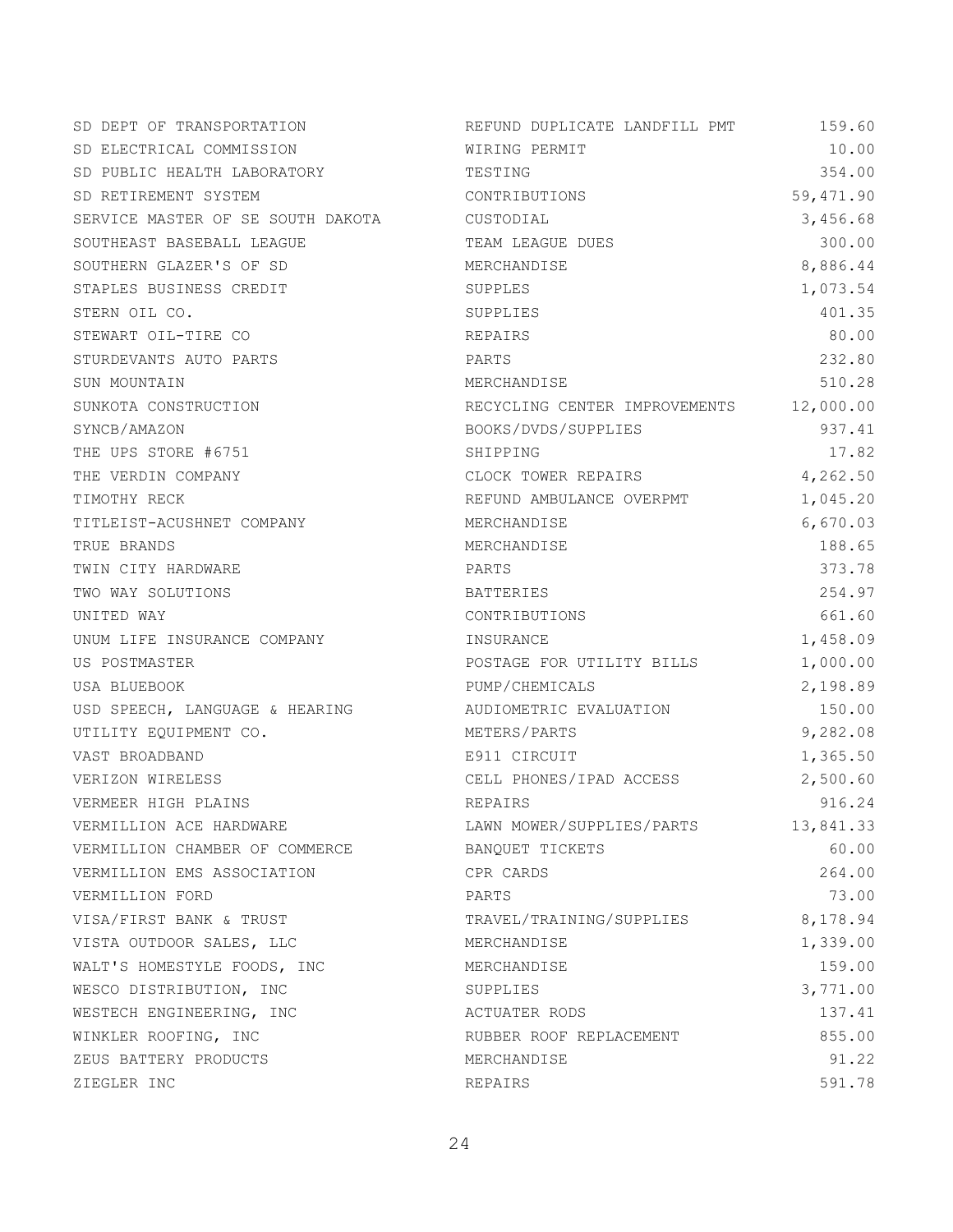| | | |
|---|---|---|
| SD DEPT OF TRANSPORTATION | REFUND DUPLICATE LANDFILL PMT | 159.60 |
| SD ELECTRICAL COMMISSION | WIRING PERMIT | 10.00 |
| SD PUBLIC HEALTH LABORATORY | TESTING | 354.00 |
| SD RETIREMENT SYSTEM | CONTRIBUTIONS | 59,471.90 |
| SERVICE MASTER OF SE SOUTH DAKOTA | CUSTODIAL | 3,456.68 |
| SOUTHEAST BASEBALL LEAGUE | TEAM LEAGUE DUES | 300.00 |
| SOUTHERN GLAZER'S OF SD | MERCHANDISE | 8,886.44 |
| STAPLES BUSINESS CREDIT | SUPPLES | 1,073.54 |
| STERN OIL CO. | SUPPLIES | 401.35 |
| STEWART OIL-TIRE CO | REPAIRS | 80.00 |
| STURDEVANTS AUTO PARTS | PARTS | 232.80 |
| SUN MOUNTAIN | MERCHANDISE | 510.28 |
| SUNKOTA CONSTRUCTION | RECYCLING CENTER IMPROVEMENTS | 12,000.00 |
| SYNCB/AMAZON | BOOKS/DVDS/SUPPLIES | 937.41 |
| THE UPS STORE #6751 | SHIPPING | 17.82 |
| THE VERDIN COMPANY | CLOCK TOWER REPAIRS | 4,262.50 |
| TIMOTHY RECK | REFUND AMBULANCE OVERPMT | 1,045.20 |
| TITLEIST-ACUSHNET COMPANY | MERCHANDISE | 6,670.03 |
| TRUE BRANDS | MERCHANDISE | 188.65 |
| TWIN CITY HARDWARE | PARTS | 373.78 |
| TWO WAY SOLUTIONS | BATTERIES | 254.97 |
| UNITED WAY | CONTRIBUTIONS | 661.60 |
| UNUM LIFE INSURANCE COMPANY | INSURANCE | 1,458.09 |
| US POSTMASTER | POSTAGE FOR UTILITY BILLS | 1,000.00 |
| USA BLUEBOOK | PUMP/CHEMICALS | 2,198.89 |
| USD SPEECH, LANGUAGE & HEARING | AUDIOMETRIC EVALUATION | 150.00 |
| UTILITY EQUIPMENT CO. | METERS/PARTS | 9,282.08 |
| VAST BROADBAND | E911 CIRCUIT | 1,365.50 |
| VERIZON WIRELESS | CELL PHONES/IPAD ACCESS | 2,500.60 |
| VERMEER HIGH PLAINS | REPAIRS | 916.24 |
| VERMILLION ACE HARDWARE | LAWN MOWER/SUPPLIES/PARTS | 13,841.33 |
| VERMILLION CHAMBER OF COMMERCE | BANQUET TICKETS | 60.00 |
| VERMILLION EMS ASSOCIATION | CPR CARDS | 264.00 |
| VERMILLION FORD | PARTS | 73.00 |
| VISA/FIRST BANK & TRUST | TRAVEL/TRAINING/SUPPLIES | 8,178.94 |
| VISTA OUTDOOR SALES, LLC | MERCHANDISE | 1,339.00 |
| WALT'S HOMESTYLE FOODS, INC | MERCHANDISE | 159.00 |
| WESCO DISTRIBUTION, INC | SUPPLIES | 3,771.00 |
| WESTECH ENGINEERING, INC | ACTUATER RODS | 137.41 |
| WINKLER ROOFING, INC | RUBBER ROOF REPLACEMENT | 855.00 |
| ZEUS BATTERY PRODUCTS | MERCHANDISE | 91.22 |
| ZIEGLER INC | REPAIRS | 591.78 |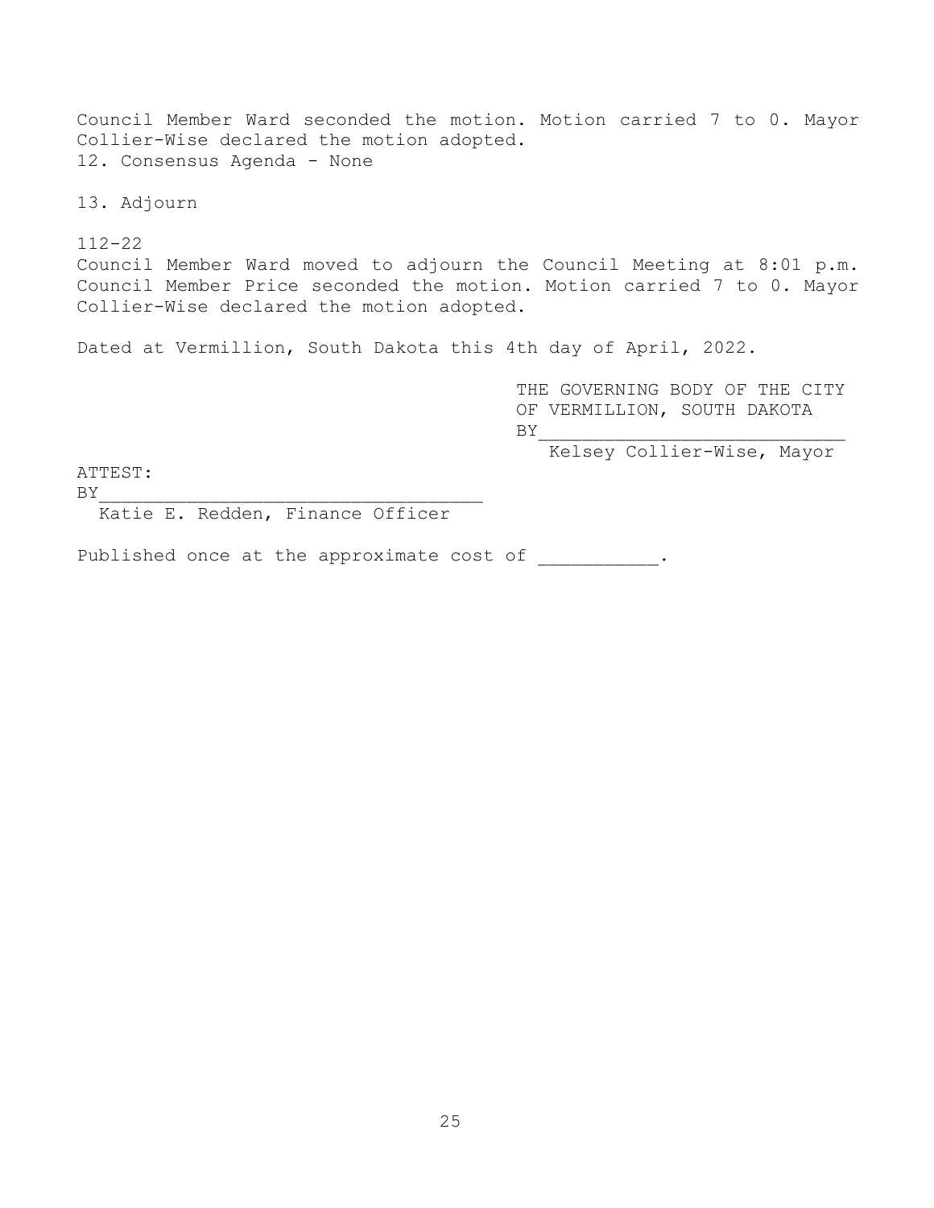Council Member Ward seconded the motion. Motion carried 7 to 0. Mayor Collier-Wise declared the motion adopted.

12. Consensus Agenda - None

13. Adjourn

112-22
Council Member Ward moved to adjourn the Council Meeting at 8:01 p.m. Council Member Price seconded the motion. Motion carried 7 to 0. Mayor Collier-Wise declared the motion adopted.

Dated at Vermillion, South Dakota this 4th day of April, 2022.

THE GOVERNING BODY OF THE CITY OF VERMILLION, SOUTH DAKOTA
BY___________________________
Kelsey Collier-Wise, Mayor

ATTEST:
BY___________________________________
Katie E. Redden, Finance Officer

Published once at the approximate cost of ___________.